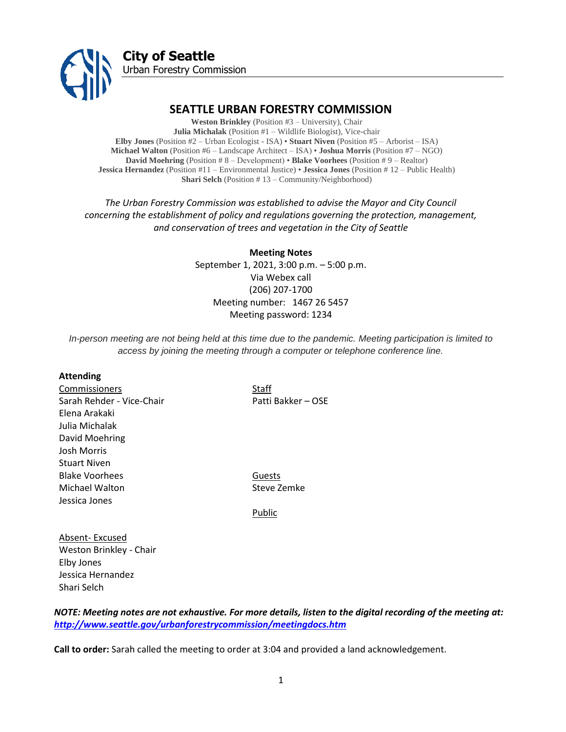**City of Seattle**
Urban Forestry Commission

# SEATTLE URBAN FORESTRY COMMISSION

**Weston Brinkley** (Position #3 – University), Chair
**Julia Michalak** (Position #1 – Wildlife Biologist), Vice-chair
**Elby Jones** (Position #2 – Urban Ecologist - ISA) • **Stuart Niven** (Position #5 – Arborist – ISA)
**Michael Walton** (Position #6 – Landscape Architect – ISA) • **Joshua Morris** (Position #7 – NGO)
**David Moehring** (Position # 8 – Development) • **Blake Voorhees** (Position # 9 – Realtor)
**Jessica Hernandez** (Position #11 – Environmental Justice) • **Jessica Jones** (Position # 12 – Public Health)
**Shari Selch** (Position # 13 – Community/Neighborhood)

*The Urban Forestry Commission was established to advise the Mayor and City Council concerning the establishment of policy and regulations governing the protection, management, and conservation of trees and vegetation in the City of Seattle*

**Meeting Notes**
September 1, 2021, 3:00 p.m. – 5:00 p.m.
Via Webex call
(206) 207-1700
Meeting number: 1467 26 5457
Meeting password: 1234

*In-person meeting are not being held at this time due to the pandemic. Meeting participation is limited to access by joining the meeting through a computer or telephone conference line.*

**Attending**

Commissioners
Sarah Rehder - Vice-Chair
Elena Arakaki
Julia Michalak
David Moehring
Josh Morris
Stuart Niven
Blake Voorhees
Michael Walton
Jessica Jones

Staff
Patti Bakker – OSE

Guests
Steve Zemke

Public

Absent- Excused
Weston Brinkley - Chair
Elby Jones
Jessica Hernandez
Shari Selch

***NOTE: Meeting notes are not exhaustive. For more details, listen to the digital recording of the meeting at: [http://www.seattle.gov/urbanforestrycommission/meetingdocs.htm](http://www.seattle.gov/urbanforestrycommission/meetingdocs.htm)***

**Call to order:** Sarah called the meeting to order at 3:04 and provided a land acknowledgement.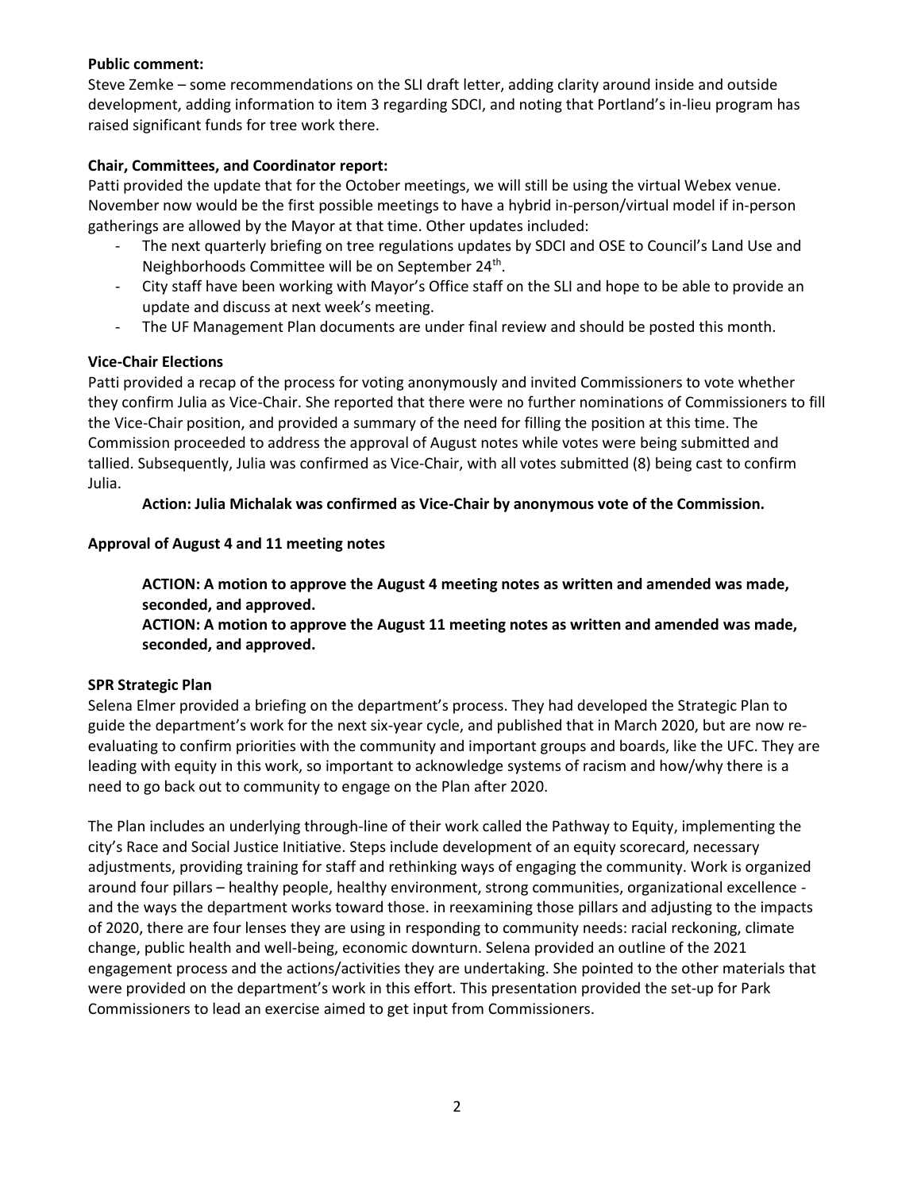**Public comment:**

Steve Zemke – some recommendations on the SLI draft letter, adding clarity around inside and outside development, adding information to item 3 regarding SDCI, and noting that Portland's in-lieu program has raised significant funds for tree work there.

**Chair, Committees, and Coordinator report:**

Patti provided the update that for the October meetings, we will still be using the virtual Webex venue. November now would be the first possible meetings to have a hybrid in-person/virtual model if in-person gatherings are allowed by the Mayor at that time. Other updates included:

- The next quarterly briefing on tree regulations updates by SDCI and OSE to Council's Land Use and Neighborhoods Committee will be on September 24th.
- City staff have been working with Mayor's Office staff on the SLI and hope to be able to provide an update and discuss at next week's meeting.
- The UF Management Plan documents are under final review and should be posted this month.

**Vice-Chair Elections**

Patti provided a recap of the process for voting anonymously and invited Commissioners to vote whether they confirm Julia as Vice-Chair. She reported that there were no further nominations of Commissioners to fill the Vice-Chair position, and provided a summary of the need for filling the position at this time. The Commission proceeded to address the approval of August notes while votes were being submitted and tallied. Subsequently, Julia was confirmed as Vice-Chair, with all votes submitted (8) being cast to confirm Julia.

**Action: Julia Michalak was confirmed as Vice-Chair by anonymous vote of the Commission.**

**Approval of August 4 and 11 meeting notes**

**ACTION: A motion to approve the August 4 meeting notes as written and amended was made, seconded, and approved.**
**ACTION: A motion to approve the August 11 meeting notes as written and amended was made, seconded, and approved.**

**SPR Strategic Plan**

Selena Elmer provided a briefing on the department's process. They had developed the Strategic Plan to guide the department's work for the next six-year cycle, and published that in March 2020, but are now re-evaluating to confirm priorities with the community and important groups and boards, like the UFC. They are leading with equity in this work, so important to acknowledge systems of racism and how/why there is a need to go back out to community to engage on the Plan after 2020.

The Plan includes an underlying through-line of their work called the Pathway to Equity, implementing the city's Race and Social Justice Initiative. Steps include development of an equity scorecard, necessary adjustments, providing training for staff and rethinking ways of engaging the community. Work is organized around four pillars – healthy people, healthy environment, strong communities, organizational excellence - and the ways the department works toward those. in reexamining those pillars and adjusting to the impacts of 2020, there are four lenses they are using in responding to community needs: racial reckoning, climate change, public health and well-being, economic downturn. Selena provided an outline of the 2021 engagement process and the actions/activities they are undertaking. She pointed to the other materials that were provided on the department's work in this effort. This presentation provided the set-up for Park Commissioners to lead an exercise aimed to get input from Commissioners.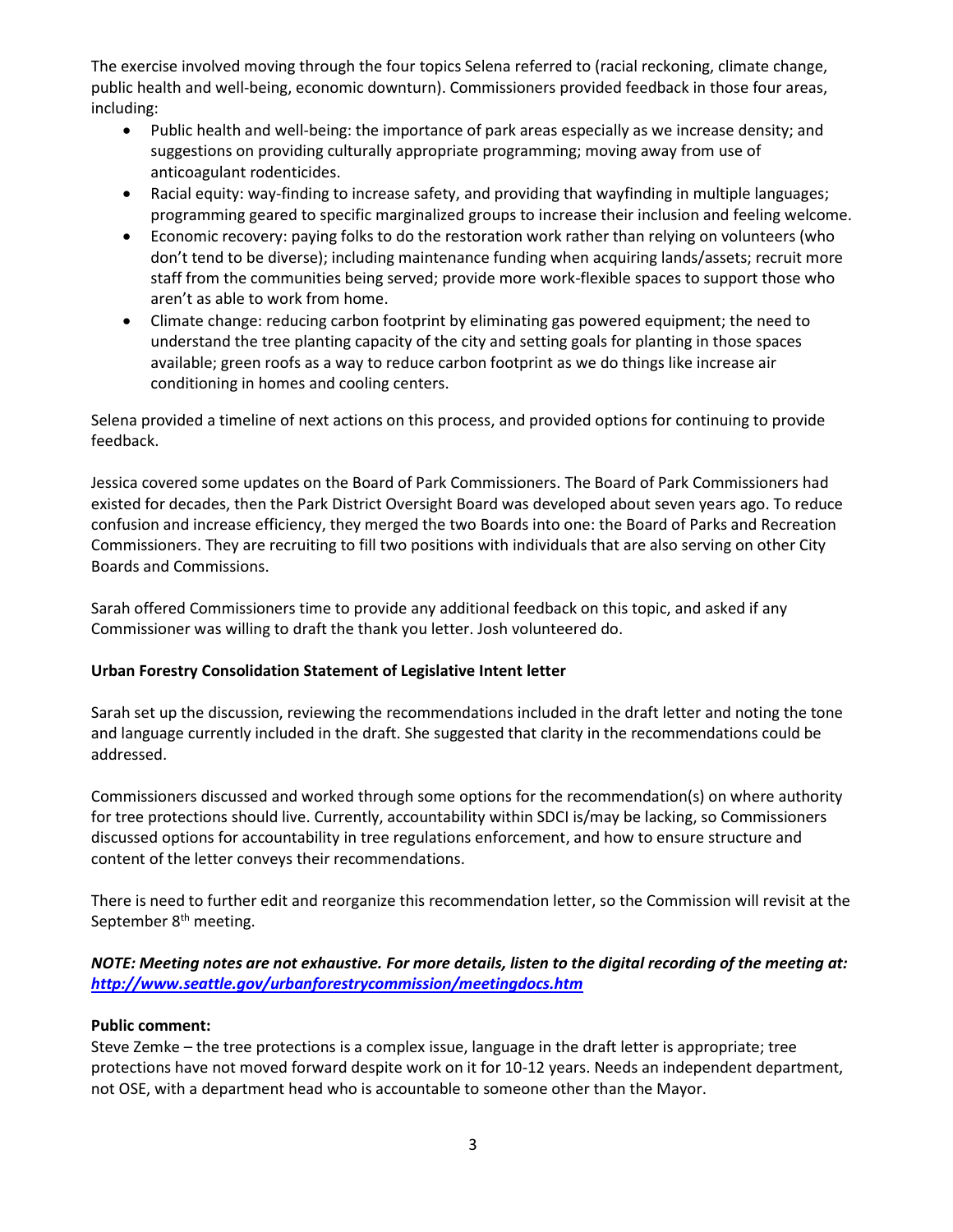The exercise involved moving through the four topics Selena referred to (racial reckoning, climate change, public health and well-being, economic downturn). Commissioners provided feedback in those four areas, including:

- Public health and well-being: the importance of park areas especially as we increase density; and suggestions on providing culturally appropriate programming; moving away from use of anticoagulant rodenticides.
- Racial equity: way-finding to increase safety, and providing that wayfinding in multiple languages; programming geared to specific marginalized groups to increase their inclusion and feeling welcome.
- Economic recovery: paying folks to do the restoration work rather than relying on volunteers (who don't tend to be diverse); including maintenance funding when acquiring lands/assets; recruit more staff from the communities being served; provide more work-flexible spaces to support those who aren't as able to work from home.
- Climate change: reducing carbon footprint by eliminating gas powered equipment; the need to understand the tree planting capacity of the city and setting goals for planting in those spaces available; green roofs as a way to reduce carbon footprint as we do things like increase air conditioning in homes and cooling centers.

Selena provided a timeline of next actions on this process, and provided options for continuing to provide feedback.

Jessica covered some updates on the Board of Park Commissioners. The Board of Park Commissioners had existed for decades, then the Park District Oversight Board was developed about seven years ago. To reduce confusion and increase efficiency, they merged the two Boards into one: the Board of Parks and Recreation Commissioners. They are recruiting to fill two positions with individuals that are also serving on other City Boards and Commissions.

Sarah offered Commissioners time to provide any additional feedback on this topic, and asked if any Commissioner was willing to draft the thank you letter. Josh volunteered do.

**Urban Forestry Consolidation Statement of Legislative Intent letter**

Sarah set up the discussion, reviewing the recommendations included in the draft letter and noting the tone and language currently included in the draft. She suggested that clarity in the recommendations could be addressed.

Commissioners discussed and worked through some options for the recommendation(s) on where authority for tree protections should live. Currently, accountability within SDCI is/may be lacking, so Commissioners discussed options for accountability in tree regulations enforcement, and how to ensure structure and content of the letter conveys their recommendations.

There is need to further edit and reorganize this recommendation letter, so the Commission will revisit at the September 8th meeting.

***NOTE: Meeting notes are not exhaustive. For more details, listen to the digital recording of the meeting at: http://www.seattle.gov/urbanforestrycommission/meetingdocs.htm***

**Public comment:**
Steve Zemke – the tree protections is a complex issue, language in the draft letter is appropriate; tree protections have not moved forward despite work on it for 10-12 years. Needs an independent department, not OSE, with a department head who is accountable to someone other than the Mayor.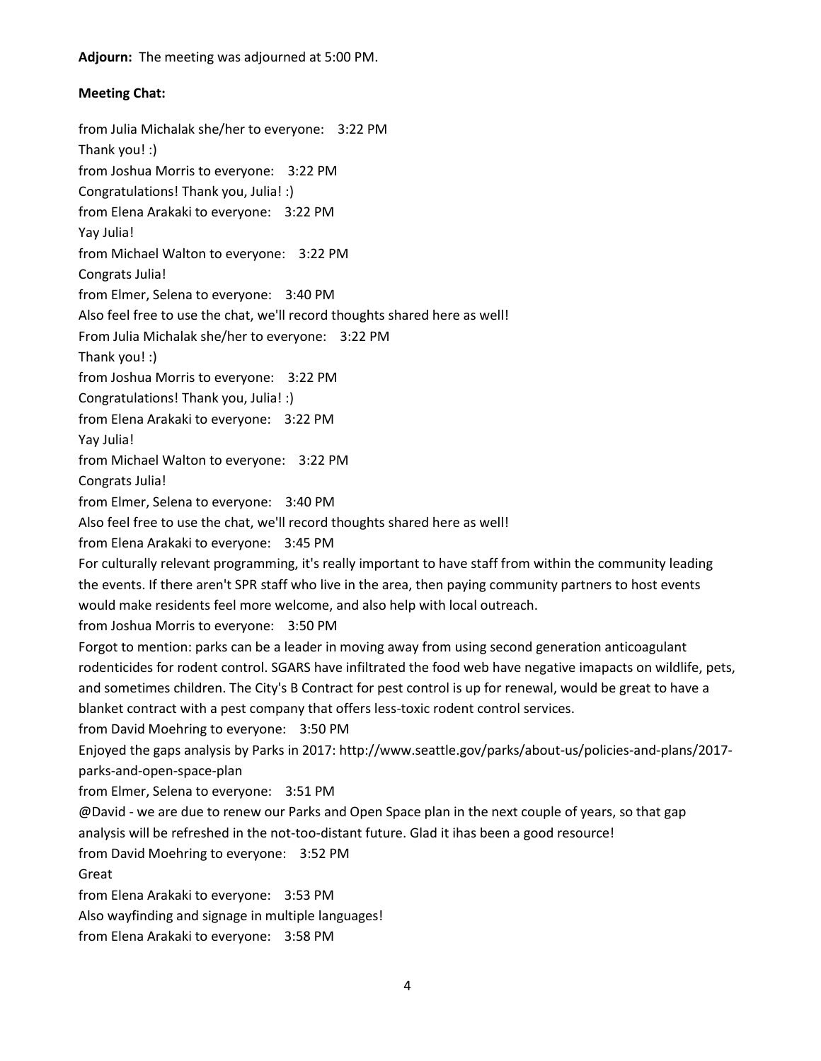**Adjourn:** The meeting was adjourned at 5:00 PM.

**Meeting Chat:**

from Julia Michalak she/her to everyone: 3:22 PM
Thank you! :)
from Joshua Morris to everyone: 3:22 PM
Congratulations! Thank you, Julia! :)
from Elena Arakaki to everyone: 3:22 PM
Yay Julia!
from Michael Walton to everyone: 3:22 PM
Congrats Julia!
from Elmer, Selena to everyone: 3:40 PM
Also feel free to use the chat, we'll record thoughts shared here as well!
From Julia Michalak she/her to everyone: 3:22 PM
Thank you! :)
from Joshua Morris to everyone: 3:22 PM
Congratulations! Thank you, Julia! :)
from Elena Arakaki to everyone: 3:22 PM
Yay Julia!
from Michael Walton to everyone: 3:22 PM
Congrats Julia!
from Elmer, Selena to everyone: 3:40 PM
Also feel free to use the chat, we'll record thoughts shared here as well!
from Elena Arakaki to everyone: 3:45 PM
For culturally relevant programming, it's really important to have staff from within the community leading the events. If there aren't SPR staff who live in the area, then paying community partners to host events would make residents feel more welcome, and also help with local outreach.
from Joshua Morris to everyone: 3:50 PM
Forgot to mention: parks can be a leader in moving away from using second generation anticoagulant rodenticides for rodent control. SGARS have infiltrated the food web have negative imapacts on wildlife, pets, and sometimes children. The City's B Contract for pest control is up for renewal, would be great to have a blanket contract with a pest company that offers less-toxic rodent control services.
from David Moehring to everyone: 3:50 PM
Enjoyed the gaps analysis by Parks in 2017: http://www.seattle.gov/parks/about-us/policies-and-plans/2017-parks-and-open-space-plan
from Elmer, Selena to everyone: 3:51 PM
@David - we are due to renew our Parks and Open Space plan in the next couple of years, so that gap analysis will be refreshed in the not-too-distant future. Glad it ihas been a good resource!
from David Moehring to everyone: 3:52 PM
Great
from Elena Arakaki to everyone: 3:53 PM
Also wayfinding and signage in multiple languages!
from Elena Arakaki to everyone: 3:58 PM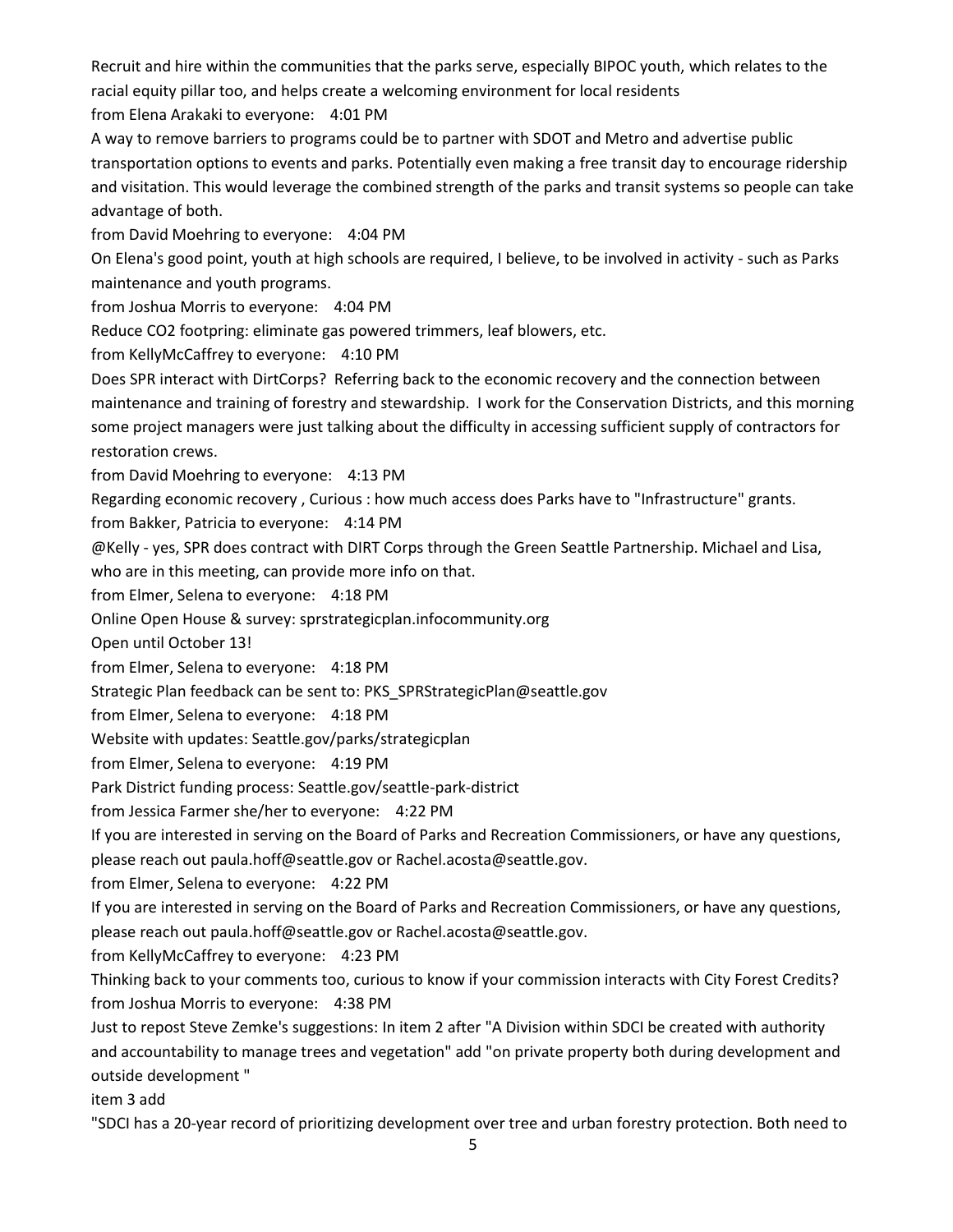Recruit and hire within the communities that the parks serve, especially BIPOC youth, which relates to the racial equity pillar too, and helps create a welcoming environment for local residents

from Elena Arakaki to everyone: 4:01 PM

A way to remove barriers to programs could be to partner with SDOT and Metro and advertise public transportation options to events and parks. Potentially even making a free transit day to encourage ridership and visitation. This would leverage the combined strength of the parks and transit systems so people can take advantage of both.

from David Moehring to everyone: 4:04 PM

On Elena's good point, youth at high schools are required, I believe, to be involved in activity - such as Parks maintenance and youth programs.

from Joshua Morris to everyone: 4:04 PM

Reduce CO2 footpring: eliminate gas powered trimmers, leaf blowers, etc.

from KellyMcCaffrey to everyone: 4:10 PM

Does SPR interact with DirtCorps? Referring back to the economic recovery and the connection between maintenance and training of forestry and stewardship. I work for the Conservation Districts, and this morning some project managers were just talking about the difficulty in accessing sufficient supply of contractors for restoration crews.

from David Moehring to everyone: 4:13 PM

Regarding economic recovery , Curious : how much access does Parks have to "Infrastructure" grants.

from Bakker, Patricia to everyone: 4:14 PM

@Kelly - yes, SPR does contract with DIRT Corps through the Green Seattle Partnership. Michael and Lisa, who are in this meeting, can provide more info on that.

from Elmer, Selena to everyone: 4:18 PM

Online Open House & survey: sprstrategicplan.infocommunity.org

Open until October 13!

from Elmer, Selena to everyone: 4:18 PM

Strategic Plan feedback can be sent to: PKS_SPRStrategicPlan@seattle.gov

from Elmer, Selena to everyone: 4:18 PM

Website with updates: Seattle.gov/parks/strategicplan

from Elmer, Selena to everyone: 4:19 PM

Park District funding process: Seattle.gov/seattle-park-district

from Jessica Farmer she/her to everyone: 4:22 PM

If you are interested in serving on the Board of Parks and Recreation Commissioners, or have any questions, please reach out paula.hoff@seattle.gov or Rachel.acosta@seattle.gov.

from Elmer, Selena to everyone: 4:22 PM

If you are interested in serving on the Board of Parks and Recreation Commissioners, or have any questions, please reach out paula.hoff@seattle.gov or Rachel.acosta@seattle.gov.

from KellyMcCaffrey to everyone: 4:23 PM

Thinking back to your comments too, curious to know if your commission interacts with City Forest Credits?

from Joshua Morris to everyone: 4:38 PM

Just to repost Steve Zemke's suggestions: In item 2 after "A Division within SDCI be created with authority and accountability to manage trees and vegetation" add "on private property both during development and outside development "

item 3 add

"SDCI has a 20-year record of prioritizing development over tree and urban forestry protection. Both need to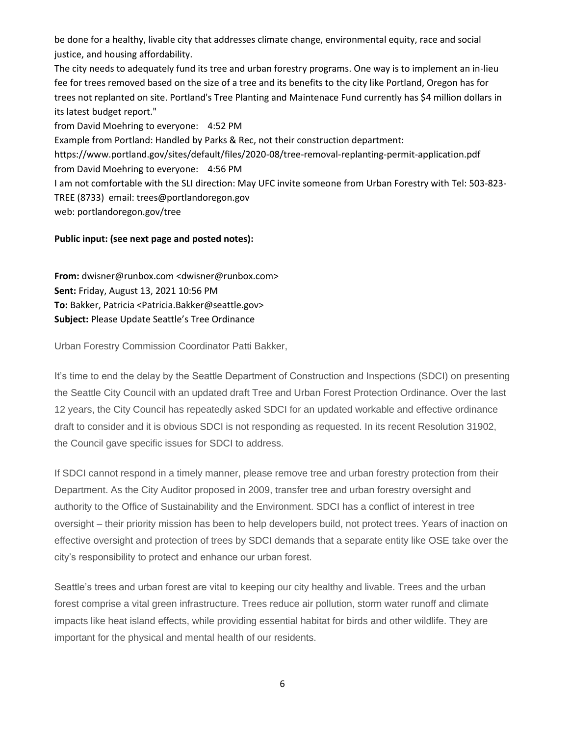be done for a healthy, livable city that addresses climate change, environmental equity, race and social justice, and housing affordability.

The city needs to adequately fund its tree and urban forestry programs. One way is to implement an in-lieu fee for trees removed based on the size of a tree and its benefits to the city like Portland, Oregon has for trees not replanted on site. Portland's Tree Planting and Maintenace Fund currently has $4 million dollars in its latest budget report."

from David Moehring to everyone: 4:52 PM

Example from Portland: Handled by Parks & Rec, not their construction department:

https://www.portland.gov/sites/default/files/2020-08/tree-removal-replanting-permit-application.pdf

from David Moehring to everyone: 4:56 PM

I am not comfortable with the SLI direction: May UFC invite someone from Urban Forestry with Tel: 503-823-TREE (8733) email: trees@portlandoregon.gov

web: portlandoregon.gov/tree

**Public input: (see next page and posted notes):**

**From:** dwisner@runbox.com <dwisner@runbox.com>
**Sent:** Friday, August 13, 2021 10:56 PM
**To:** Bakker, Patricia <Patricia.Bakker@seattle.gov>
**Subject:** Please Update Seattle's Tree Ordinance

Urban Forestry Commission Coordinator Patti Bakker,

It's time to end the delay by the Seattle Department of Construction and Inspections (SDCI) on presenting the Seattle City Council with an updated draft Tree and Urban Forest Protection Ordinance. Over the last 12 years, the City Council has repeatedly asked SDCI for an updated workable and effective ordinance draft to consider and it is obvious SDCI is not responding as requested. In its recent Resolution 31902, the Council gave specific issues for SDCI to address.

If SDCI cannot respond in a timely manner, please remove tree and urban forestry protection from their Department. As the City Auditor proposed in 2009, transfer tree and urban forestry oversight and authority to the Office of Sustainability and the Environment. SDCI has a conflict of interest in tree oversight – their priority mission has been to help developers build, not protect trees. Years of inaction on effective oversight and protection of trees by SDCI demands that a separate entity like OSE take over the city's responsibility to protect and enhance our urban forest.

Seattle's trees and urban forest are vital to keeping our city healthy and livable. Trees and the urban forest comprise a vital green infrastructure. Trees reduce air pollution, storm water runoff and climate impacts like heat island effects, while providing essential habitat for birds and other wildlife. They are important for the physical and mental health of our residents.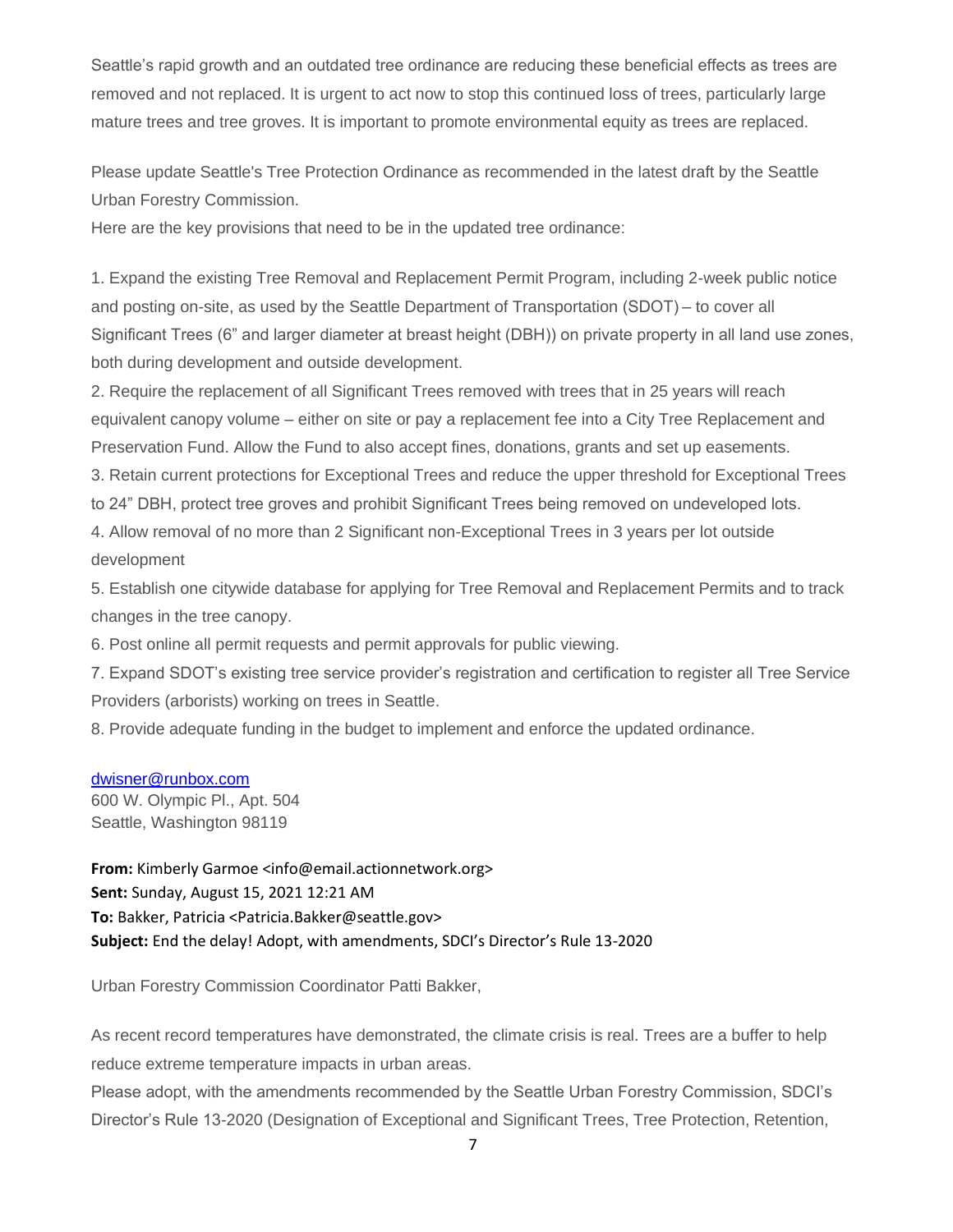Seattle's rapid growth and an outdated tree ordinance are reducing these beneficial effects as trees are removed and not replaced. It is urgent to act now to stop this continued loss of trees, particularly large mature trees and tree groves. It is important to promote environmental equity as trees are replaced.

Please update Seattle's Tree Protection Ordinance as recommended in the latest draft by the Seattle Urban Forestry Commission.
Here are the key provisions that need to be in the updated tree ordinance:

1. Expand the existing Tree Removal and Replacement Permit Program, including 2-week public notice and posting on-site, as used by the Seattle Department of Transportation (SDOT) – to cover all Significant Trees (6" and larger diameter at breast height (DBH)) on private property in all land use zones, both during development and outside development.
2. Require the replacement of all Significant Trees removed with trees that in 25 years will reach equivalent canopy volume – either on site or pay a replacement fee into a City Tree Replacement and Preservation Fund. Allow the Fund to also accept fines, donations, grants and set up easements.
3. Retain current protections for Exceptional Trees and reduce the upper threshold for Exceptional Trees to 24" DBH, protect tree groves and prohibit Significant Trees being removed on undeveloped lots.
4. Allow removal of no more than 2 Significant non-Exceptional Trees in 3 years per lot outside development
5. Establish one citywide database for applying for Tree Removal and Replacement Permits and to track changes in the tree canopy.
6. Post online all permit requests and permit approvals for public viewing.
7. Expand SDOT's existing tree service provider's registration and certification to register all Tree Service Providers (arborists) working on trees in Seattle.
8. Provide adequate funding in the budget to implement and enforce the updated ordinance.

dwisner@runbox.com
600 W. Olympic Pl., Apt. 504
Seattle, Washington 98119

**From:** Kimberly Garmoe <info@email.actionnetwork.org>
**Sent:** Sunday, August 15, 2021 12:21 AM
**To:** Bakker, Patricia <Patricia.Bakker@seattle.gov>
**Subject:** End the delay! Adopt, with amendments, SDCI's Director's Rule 13-2020

Urban Forestry Commission Coordinator Patti Bakker,

As recent record temperatures have demonstrated, the climate crisis is real. Trees are a buffer to help reduce extreme temperature impacts in urban areas.
Please adopt, with the amendments recommended by the Seattle Urban Forestry Commission, SDCI's Director's Rule 13-2020 (Designation of Exceptional and Significant Trees, Tree Protection, Retention,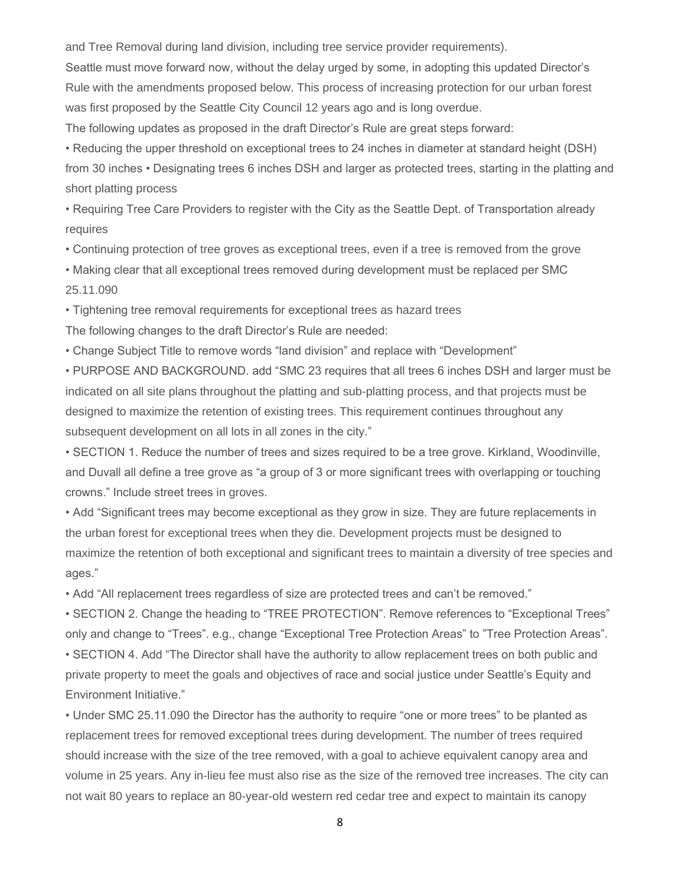and Tree Removal during land division, including tree service provider requirements).

Seattle must move forward now, without the delay urged by some, in adopting this updated Director's Rule with the amendments proposed below. This process of increasing protection for our urban forest was first proposed by the Seattle City Council 12 years ago and is long overdue.

The following updates as proposed in the draft Director's Rule are great steps forward:

- Reducing the upper threshold on exceptional trees to 24 inches in diameter at standard height (DSH) from 30 inches • Designating trees 6 inches DSH and larger as protected trees, starting in the platting and short platting process
- Requiring Tree Care Providers to register with the City as the Seattle Dept. of Transportation already requires
- Continuing protection of tree groves as exceptional trees, even if a tree is removed from the grove
- Making clear that all exceptional trees removed during development must be replaced per SMC 25.11.090
- Tightening tree removal requirements for exceptional trees as hazard trees

The following changes to the draft Director's Rule are needed:

- Change Subject Title to remove words "land division" and replace with "Development"
- PURPOSE AND BACKGROUND. add "SMC 23 requires that all trees 6 inches DSH and larger must be indicated on all site plans throughout the platting and sub-platting process, and that projects must be designed to maximize the retention of existing trees. This requirement continues throughout any subsequent development on all lots in all zones in the city."
- SECTION 1. Reduce the number of trees and sizes required to be a tree grove. Kirkland, Woodinville, and Duvall all define a tree grove as "a group of 3 or more significant trees with overlapping or touching crowns." Include street trees in groves.
- Add "Significant trees may become exceptional as they grow in size. They are future replacements in the urban forest for exceptional trees when they die. Development projects must be designed to maximize the retention of both exceptional and significant trees to maintain a diversity of tree species and ages."
- Add "All replacement trees regardless of size are protected trees and can't be removed."
- SECTION 2. Change the heading to "TREE PROTECTION". Remove references to "Exceptional Trees" only and change to "Trees". e.g., change "Exceptional Tree Protection Areas" to "Tree Protection Areas".
- SECTION 4. Add "The Director shall have the authority to allow replacement trees on both public and private property to meet the goals and objectives of race and social justice under Seattle's Equity and Environment Initiative."
- Under SMC 25.11.090 the Director has the authority to require "one or more trees" to be planted as replacement trees for removed exceptional trees during development. The number of trees required should increase with the size of the tree removed, with a goal to achieve equivalent canopy area and volume in 25 years. Any in-lieu fee must also rise as the size of the removed tree increases. The city can not wait 80 years to replace an 80-year-old western red cedar tree and expect to maintain its canopy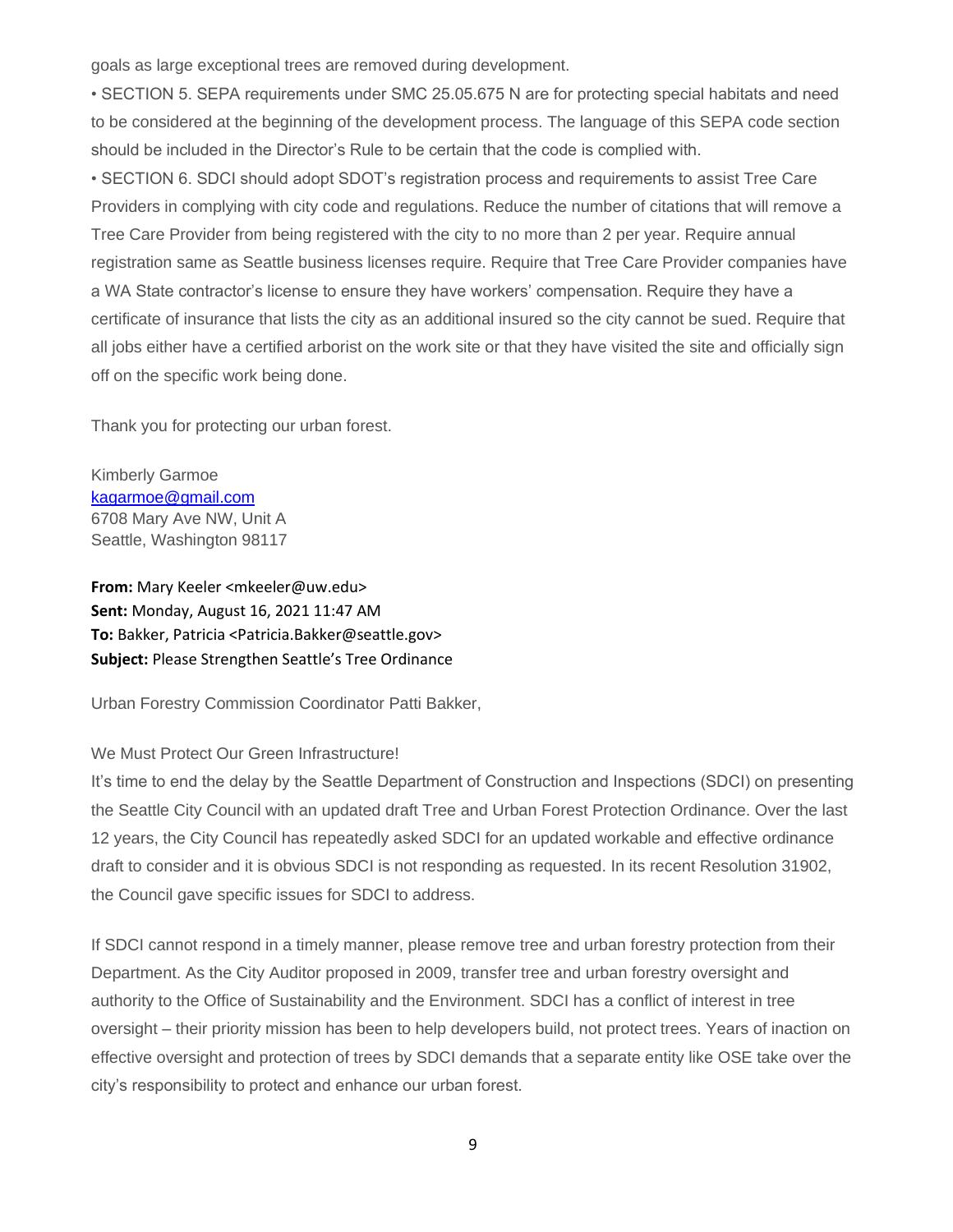goals as large exceptional trees are removed during development.

• SECTION 5. SEPA requirements under SMC 25.05.675 N are for protecting special habitats and need to be considered at the beginning of the development process. The language of this SEPA code section should be included in the Director's Rule to be certain that the code is complied with.

• SECTION 6. SDCI should adopt SDOT's registration process and requirements to assist Tree Care Providers in complying with city code and regulations. Reduce the number of citations that will remove a Tree Care Provider from being registered with the city to no more than 2 per year. Require annual registration same as Seattle business licenses require. Require that Tree Care Provider companies have a WA State contractor's license to ensure they have workers' compensation. Require they have a certificate of insurance that lists the city as an additional insured so the city cannot be sued. Require that all jobs either have a certified arborist on the work site or that they have visited the site and officially sign off on the specific work being done.

Thank you for protecting our urban forest.

Kimberly Garmoe
kagarmoe@gmail.com
6708 Mary Ave NW, Unit A
Seattle, Washington 98117

**From:** Mary Keeler <mkeeler@uw.edu>
**Sent:** Monday, August 16, 2021 11:47 AM
**To:** Bakker, Patricia <Patricia.Bakker@seattle.gov>
**Subject:** Please Strengthen Seattle's Tree Ordinance

Urban Forestry Commission Coordinator Patti Bakker,

We Must Protect Our Green Infrastructure!

It's time to end the delay by the Seattle Department of Construction and Inspections (SDCI) on presenting the Seattle City Council with an updated draft Tree and Urban Forest Protection Ordinance. Over the last 12 years, the City Council has repeatedly asked SDCI for an updated workable and effective ordinance draft to consider and it is obvious SDCI is not responding as requested. In its recent Resolution 31902, the Council gave specific issues for SDCI to address.

If SDCI cannot respond in a timely manner, please remove tree and urban forestry protection from their Department. As the City Auditor proposed in 2009, transfer tree and urban forestry oversight and authority to the Office of Sustainability and the Environment. SDCI has a conflict of interest in tree oversight – their priority mission has been to help developers build, not protect trees. Years of inaction on effective oversight and protection of trees by SDCI demands that a separate entity like OSE take over the city's responsibility to protect and enhance our urban forest.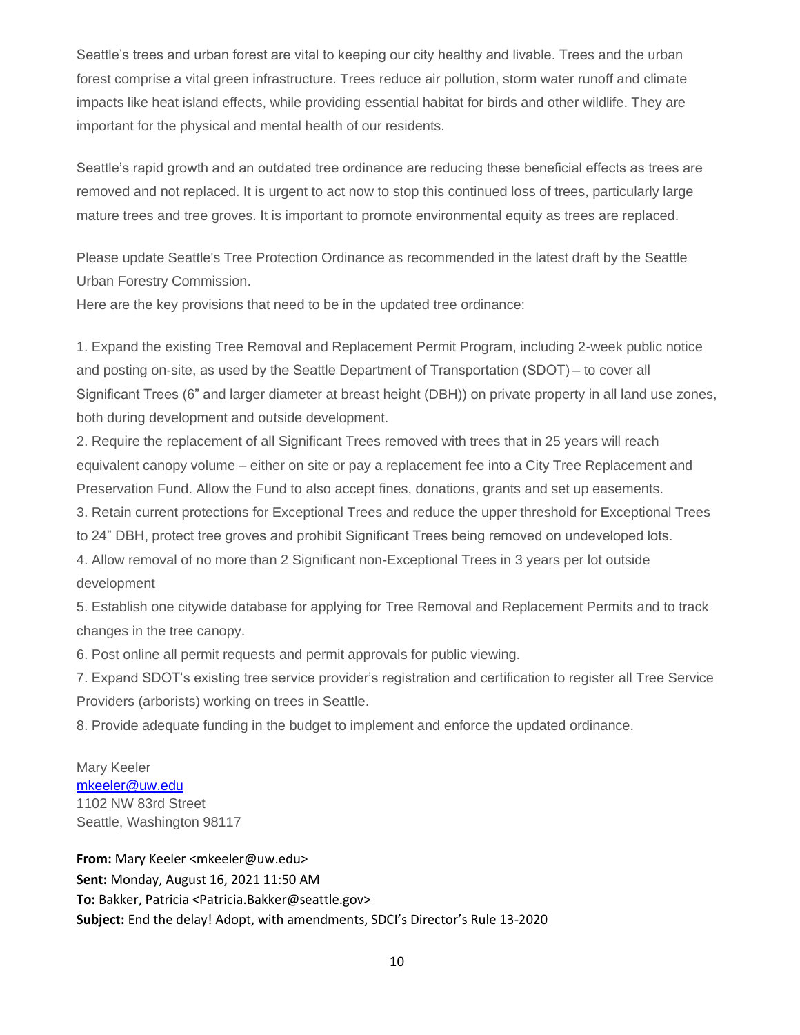Seattle's trees and urban forest are vital to keeping our city healthy and livable. Trees and the urban forest comprise a vital green infrastructure. Trees reduce air pollution, storm water runoff and climate impacts like heat island effects, while providing essential habitat for birds and other wildlife. They are important for the physical and mental health of our residents.

Seattle's rapid growth and an outdated tree ordinance are reducing these beneficial effects as trees are removed and not replaced. It is urgent to act now to stop this continued loss of trees, particularly large mature trees and tree groves. It is important to promote environmental equity as trees are replaced.

Please update Seattle's Tree Protection Ordinance as recommended in the latest draft by the Seattle Urban Forestry Commission.
Here are the key provisions that need to be in the updated tree ordinance:

1. Expand the existing Tree Removal and Replacement Permit Program, including 2-week public notice and posting on-site, as used by the Seattle Department of Transportation (SDOT) – to cover all Significant Trees (6" and larger diameter at breast height (DBH)) on private property in all land use zones, both during development and outside development.
2. Require the replacement of all Significant Trees removed with trees that in 25 years will reach equivalent canopy volume – either on site or pay a replacement fee into a City Tree Replacement and Preservation Fund. Allow the Fund to also accept fines, donations, grants and set up easements.
3. Retain current protections for Exceptional Trees and reduce the upper threshold for Exceptional Trees to 24" DBH, protect tree groves and prohibit Significant Trees being removed on undeveloped lots.
4. Allow removal of no more than 2 Significant non-Exceptional Trees in 3 years per lot outside development
5. Establish one citywide database for applying for Tree Removal and Replacement Permits and to track changes in the tree canopy.
6. Post online all permit requests and permit approvals for public viewing.
7. Expand SDOT's existing tree service provider's registration and certification to register all Tree Service Providers (arborists) working on trees in Seattle.
8. Provide adequate funding in the budget to implement and enforce the updated ordinance.

Mary Keeler
mkeeler@uw.edu
1102 NW 83rd Street
Seattle, Washington 98117

**From:** Mary Keeler <mkeeler@uw.edu>
**Sent:** Monday, August 16, 2021 11:50 AM
**To:** Bakker, Patricia <Patricia.Bakker@seattle.gov>
**Subject:** End the delay! Adopt, with amendments, SDCI's Director's Rule 13-2020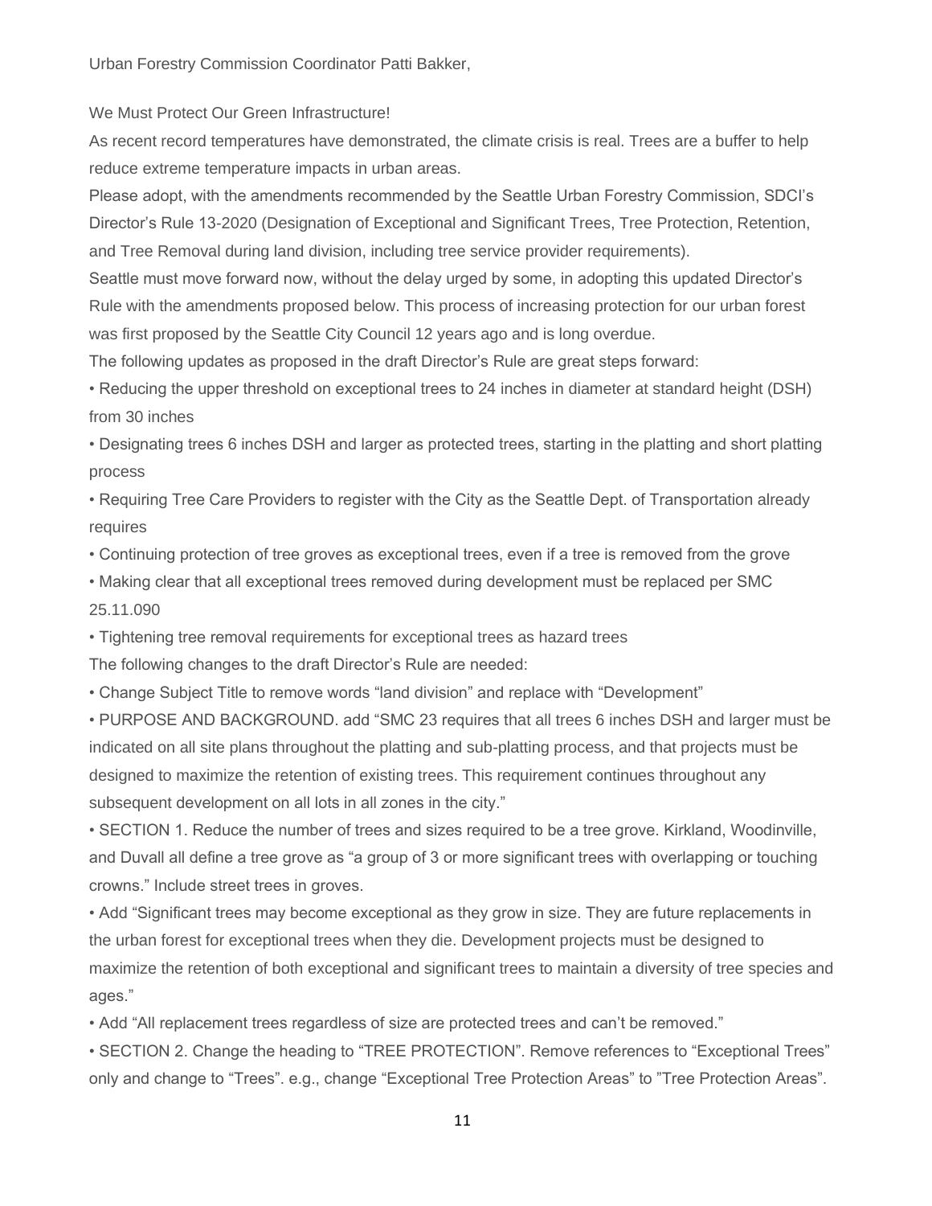Urban Forestry Commission Coordinator Patti Bakker,

We Must Protect Our Green Infrastructure!

As recent record temperatures have demonstrated, the climate crisis is real. Trees are a buffer to help reduce extreme temperature impacts in urban areas.

Please adopt, with the amendments recommended by the Seattle Urban Forestry Commission, SDCI's Director's Rule 13-2020 (Designation of Exceptional and Significant Trees, Tree Protection, Retention, and Tree Removal during land division, including tree service provider requirements).

Seattle must move forward now, without the delay urged by some, in adopting this updated Director's Rule with the amendments proposed below. This process of increasing protection for our urban forest was first proposed by the Seattle City Council 12 years ago and is long overdue.

The following updates as proposed in the draft Director's Rule are great steps forward:

- Reducing the upper threshold on exceptional trees to 24 inches in diameter at standard height (DSH) from 30 inches
- Designating trees 6 inches DSH and larger as protected trees, starting in the platting and short platting process
- Requiring Tree Care Providers to register with the City as the Seattle Dept. of Transportation already requires
- Continuing protection of tree groves as exceptional trees, even if a tree is removed from the grove
- Making clear that all exceptional trees removed during development must be replaced per SMC 25.11.090
- Tightening tree removal requirements for exceptional trees as hazard trees

The following changes to the draft Director's Rule are needed:

- Change Subject Title to remove words "land division" and replace with "Development"
- PURPOSE AND BACKGROUND. add "SMC 23 requires that all trees 6 inches DSH and larger must be indicated on all site plans throughout the platting and sub-platting process, and that projects must be designed to maximize the retention of existing trees. This requirement continues throughout any subsequent development on all lots in all zones in the city."
- SECTION 1. Reduce the number of trees and sizes required to be a tree grove. Kirkland, Woodinville, and Duvall all define a tree grove as "a group of 3 or more significant trees with overlapping or touching crowns." Include street trees in groves.
- Add "Significant trees may become exceptional as they grow in size. They are future replacements in the urban forest for exceptional trees when they die. Development projects must be designed to maximize the retention of both exceptional and significant trees to maintain a diversity of tree species and ages."
- Add "All replacement trees regardless of size are protected trees and can't be removed."
- SECTION 2. Change the heading to "TREE PROTECTION". Remove references to "Exceptional Trees" only and change to "Trees". e.g., change "Exceptional Tree Protection Areas" to "Tree Protection Areas".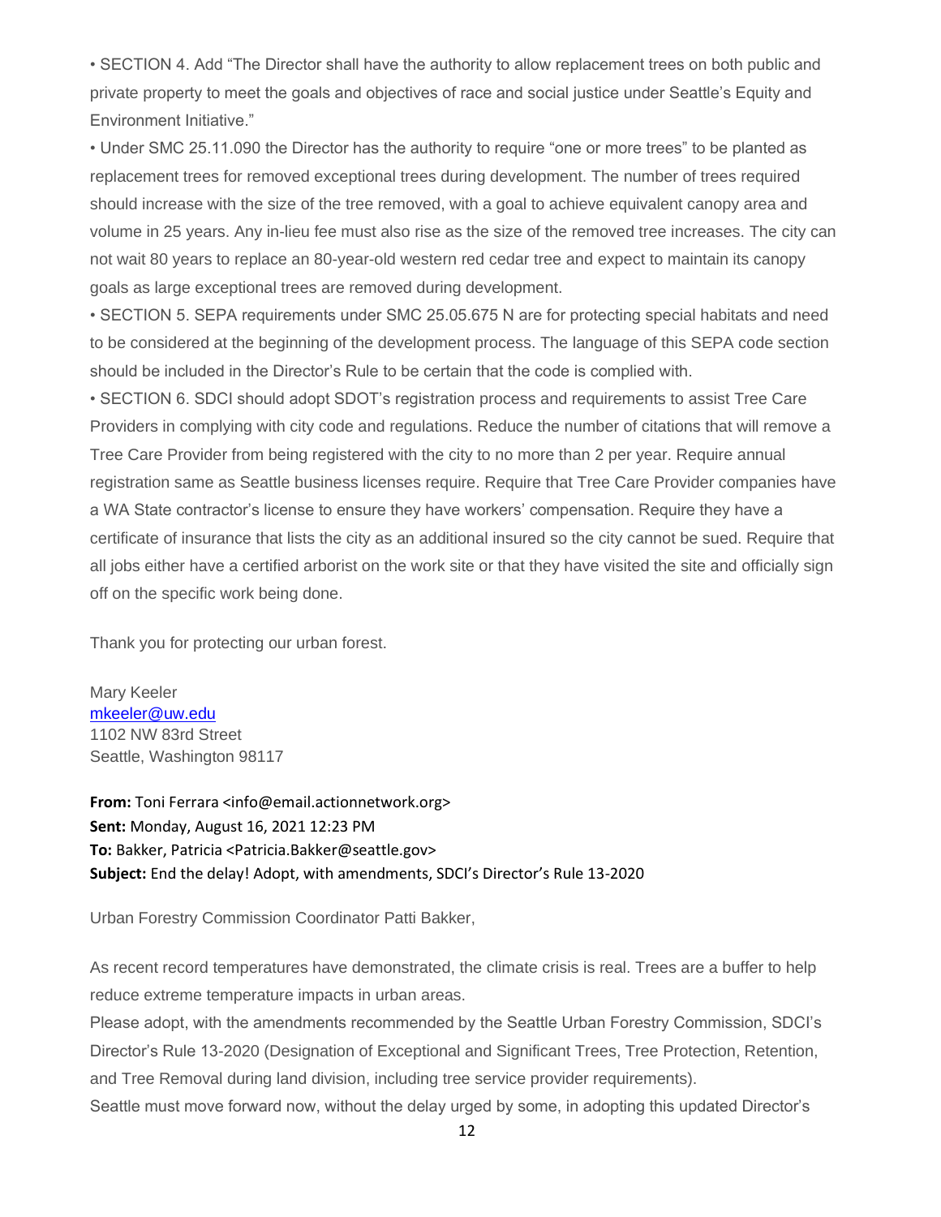• SECTION 4. Add "The Director shall have the authority to allow replacement trees on both public and private property to meet the goals and objectives of race and social justice under Seattle's Equity and Environment Initiative."

• Under SMC 25.11.090 the Director has the authority to require "one or more trees" to be planted as replacement trees for removed exceptional trees during development. The number of trees required should increase with the size of the tree removed, with a goal to achieve equivalent canopy area and volume in 25 years. Any in-lieu fee must also rise as the size of the removed tree increases. The city can not wait 80 years to replace an 80-year-old western red cedar tree and expect to maintain its canopy goals as large exceptional trees are removed during development.

• SECTION 5. SEPA requirements under SMC 25.05.675 N are for protecting special habitats and need to be considered at the beginning of the development process. The language of this SEPA code section should be included in the Director's Rule to be certain that the code is complied with.

• SECTION 6. SDCI should adopt SDOT's registration process and requirements to assist Tree Care Providers in complying with city code and regulations. Reduce the number of citations that will remove a Tree Care Provider from being registered with the city to no more than 2 per year. Require annual registration same as Seattle business licenses require. Require that Tree Care Provider companies have a WA State contractor's license to ensure they have workers' compensation. Require they have a certificate of insurance that lists the city as an additional insured so the city cannot be sued. Require that all jobs either have a certified arborist on the work site or that they have visited the site and officially sign off on the specific work being done.

Thank you for protecting our urban forest.

Mary Keeler
mkeeler@uw.edu
1102 NW 83rd Street
Seattle, Washington 98117

**From:** Toni Ferrara <info@email.actionnetwork.org>
**Sent:** Monday, August 16, 2021 12:23 PM
**To:** Bakker, Patricia <Patricia.Bakker@seattle.gov>
**Subject:** End the delay! Adopt, with amendments, SDCI's Director's Rule 13-2020

Urban Forestry Commission Coordinator Patti Bakker,

As recent record temperatures have demonstrated, the climate crisis is real. Trees are a buffer to help reduce extreme temperature impacts in urban areas.

Please adopt, with the amendments recommended by the Seattle Urban Forestry Commission, SDCI's Director's Rule 13-2020 (Designation of Exceptional and Significant Trees, Tree Protection, Retention, and Tree Removal during land division, including tree service provider requirements).

Seattle must move forward now, without the delay urged by some, in adopting this updated Director's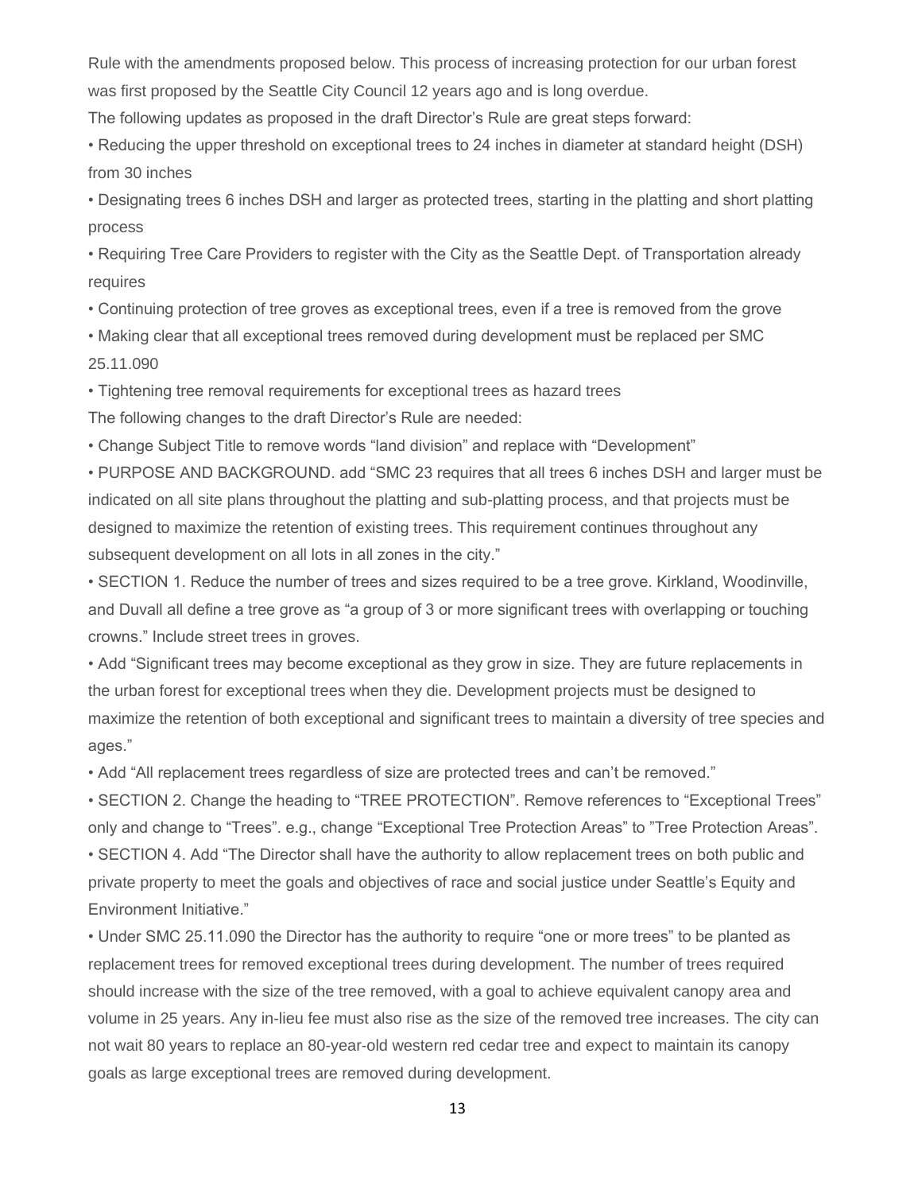Rule with the amendments proposed below. This process of increasing protection for our urban forest was first proposed by the Seattle City Council 12 years ago and is long overdue.

The following updates as proposed in the draft Director's Rule are great steps forward:

- Reducing the upper threshold on exceptional trees to 24 inches in diameter at standard height (DSH) from 30 inches
- Designating trees 6 inches DSH and larger as protected trees, starting in the platting and short platting process
- Requiring Tree Care Providers to register with the City as the Seattle Dept. of Transportation already requires
- Continuing protection of tree groves as exceptional trees, even if a tree is removed from the grove
- Making clear that all exceptional trees removed during development must be replaced per SMC 25.11.090
- Tightening tree removal requirements for exceptional trees as hazard trees

The following changes to the draft Director's Rule are needed:

- Change Subject Title to remove words "land division" and replace with "Development"
- PURPOSE AND BACKGROUND. add "SMC 23 requires that all trees 6 inches DSH and larger must be indicated on all site plans throughout the platting and sub-platting process, and that projects must be designed to maximize the retention of existing trees. This requirement continues throughout any subsequent development on all lots in all zones in the city."
- SECTION 1. Reduce the number of trees and sizes required to be a tree grove. Kirkland, Woodinville, and Duvall all define a tree grove as "a group of 3 or more significant trees with overlapping or touching crowns." Include street trees in groves.
- Add "Significant trees may become exceptional as they grow in size. They are future replacements in the urban forest for exceptional trees when they die. Development projects must be designed to maximize the retention of both exceptional and significant trees to maintain a diversity of tree species and ages."
- Add "All replacement trees regardless of size are protected trees and can't be removed."
- SECTION 2. Change the heading to "TREE PROTECTION". Remove references to "Exceptional Trees" only and change to "Trees". e.g., change "Exceptional Tree Protection Areas" to "Tree Protection Areas".
- SECTION 4. Add "The Director shall have the authority to allow replacement trees on both public and private property to meet the goals and objectives of race and social justice under Seattle's Equity and Environment Initiative."
- Under SMC 25.11.090 the Director has the authority to require "one or more trees" to be planted as replacement trees for removed exceptional trees during development. The number of trees required should increase with the size of the tree removed, with a goal to achieve equivalent canopy area and volume in 25 years. Any in-lieu fee must also rise as the size of the removed tree increases. The city can not wait 80 years to replace an 80-year-old western red cedar tree and expect to maintain its canopy goals as large exceptional trees are removed during development.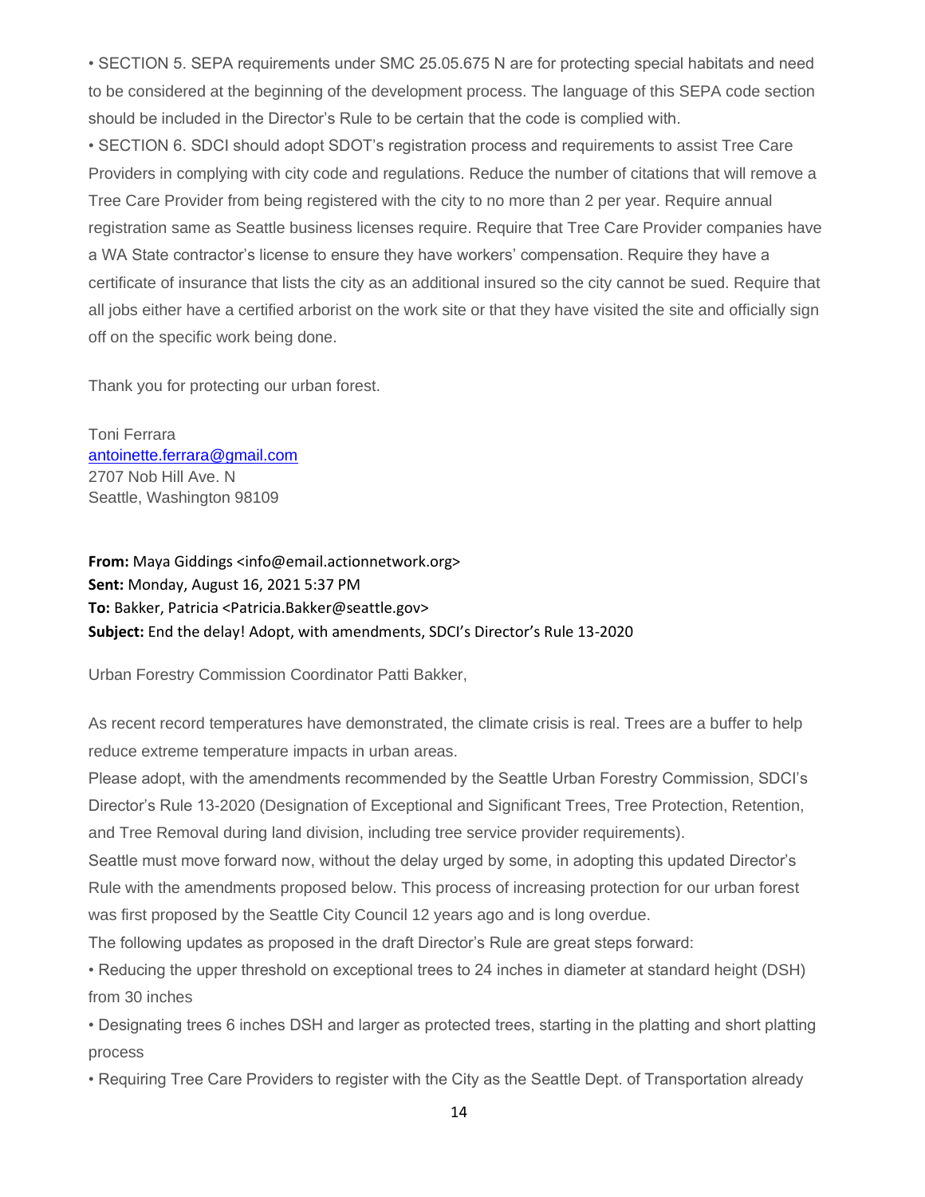• SECTION 5. SEPA requirements under SMC 25.05.675 N are for protecting special habitats and need to be considered at the beginning of the development process. The language of this SEPA code section should be included in the Director's Rule to be certain that the code is complied with.

• SECTION 6. SDCI should adopt SDOT's registration process and requirements to assist Tree Care Providers in complying with city code and regulations. Reduce the number of citations that will remove a Tree Care Provider from being registered with the city to no more than 2 per year. Require annual registration same as Seattle business licenses require. Require that Tree Care Provider companies have a WA State contractor's license to ensure they have workers' compensation. Require they have a certificate of insurance that lists the city as an additional insured so the city cannot be sued. Require that all jobs either have a certified arborist on the work site or that they have visited the site and officially sign off on the specific work being done.

Thank you for protecting our urban forest.

Toni Ferrara
antoinette.ferrara@gmail.com
2707 Nob Hill Ave. N
Seattle, Washington 98109

**From:** Maya Giddings <info@email.actionnetwork.org>
**Sent:** Monday, August 16, 2021 5:37 PM
**To:** Bakker, Patricia <Patricia.Bakker@seattle.gov>
**Subject:** End the delay! Adopt, with amendments, SDCI's Director's Rule 13-2020

Urban Forestry Commission Coordinator Patti Bakker,

As recent record temperatures have demonstrated, the climate crisis is real. Trees are a buffer to help reduce extreme temperature impacts in urban areas.

Please adopt, with the amendments recommended by the Seattle Urban Forestry Commission, SDCI's Director's Rule 13-2020 (Designation of Exceptional and Significant Trees, Tree Protection, Retention, and Tree Removal during land division, including tree service provider requirements).

Seattle must move forward now, without the delay urged by some, in adopting this updated Director's Rule with the amendments proposed below. This process of increasing protection for our urban forest was first proposed by the Seattle City Council 12 years ago and is long overdue.

The following updates as proposed in the draft Director's Rule are great steps forward:

• Reducing the upper threshold on exceptional trees to 24 inches in diameter at standard height (DSH) from 30 inches

• Designating trees 6 inches DSH and larger as protected trees, starting in the platting and short platting process

• Requiring Tree Care Providers to register with the City as the Seattle Dept. of Transportation already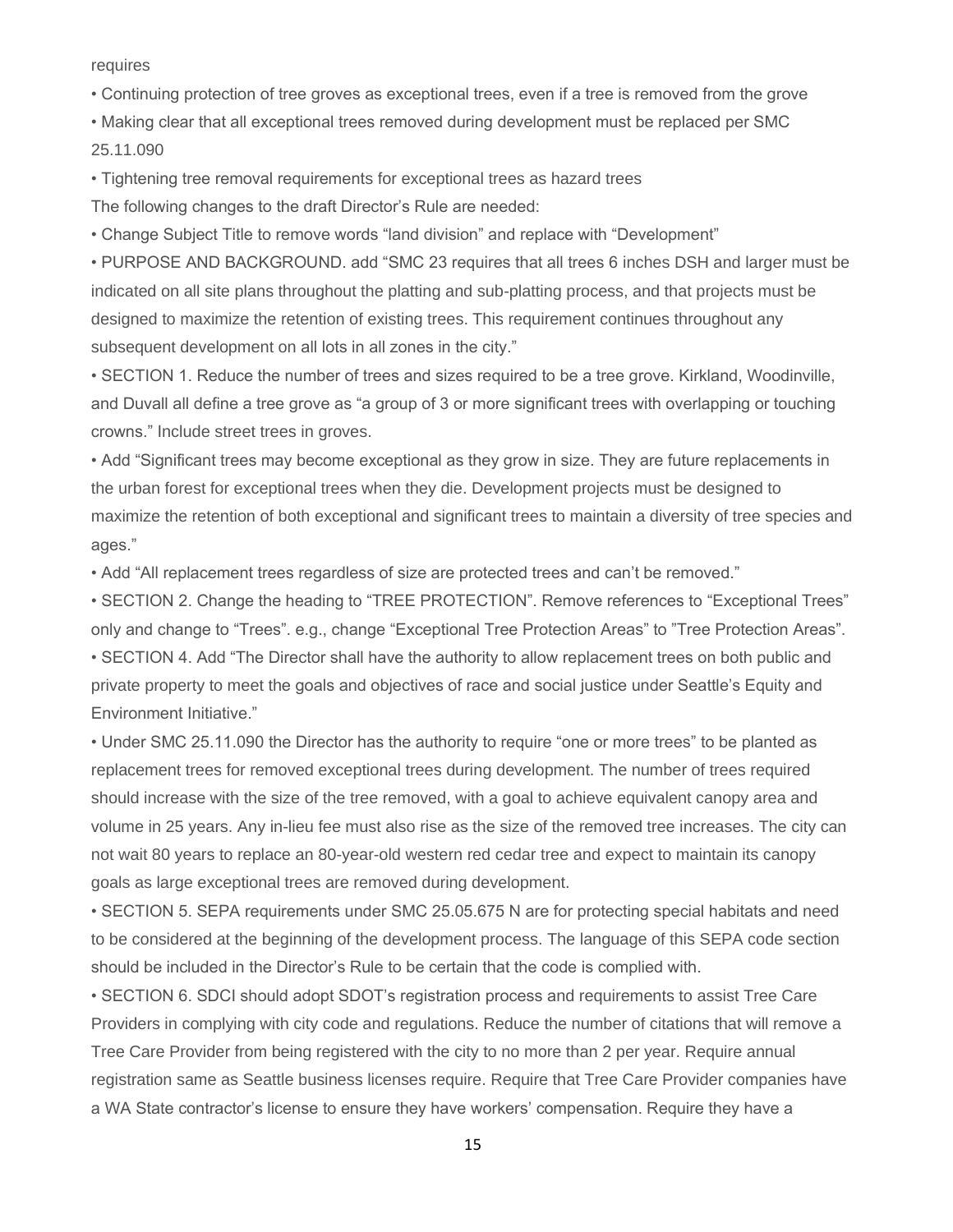requires

- Continuing protection of tree groves as exceptional trees, even if a tree is removed from the grove
- Making clear that all exceptional trees removed during development must be replaced per SMC 25.11.090
- Tightening tree removal requirements for exceptional trees as hazard trees

The following changes to the draft Director's Rule are needed:

- Change Subject Title to remove words "land division" and replace with "Development"
- PURPOSE AND BACKGROUND. add "SMC 23 requires that all trees 6 inches DSH and larger must be indicated on all site plans throughout the platting and sub-platting process, and that projects must be designed to maximize the retention of existing trees. This requirement continues throughout any subsequent development on all lots in all zones in the city."
- SECTION 1. Reduce the number of trees and sizes required to be a tree grove. Kirkland, Woodinville, and Duvall all define a tree grove as "a group of 3 or more significant trees with overlapping or touching crowns." Include street trees in groves.
- Add "Significant trees may become exceptional as they grow in size. They are future replacements in the urban forest for exceptional trees when they die. Development projects must be designed to maximize the retention of both exceptional and significant trees to maintain a diversity of tree species and ages."
- Add "All replacement trees regardless of size are protected trees and can't be removed."
- SECTION 2. Change the heading to "TREE PROTECTION". Remove references to "Exceptional Trees" only and change to "Trees". e.g., change "Exceptional Tree Protection Areas" to "Tree Protection Areas".
- SECTION 4. Add "The Director shall have the authority to allow replacement trees on both public and private property to meet the goals and objectives of race and social justice under Seattle's Equity and Environment Initiative."
- Under SMC 25.11.090 the Director has the authority to require "one or more trees" to be planted as replacement trees for removed exceptional trees during development. The number of trees required should increase with the size of the tree removed, with a goal to achieve equivalent canopy area and volume in 25 years. Any in-lieu fee must also rise as the size of the removed tree increases. The city can not wait 80 years to replace an 80-year-old western red cedar tree and expect to maintain its canopy goals as large exceptional trees are removed during development.
- SECTION 5. SEPA requirements under SMC 25.05.675 N are for protecting special habitats and need to be considered at the beginning of the development process. The language of this SEPA code section should be included in the Director's Rule to be certain that the code is complied with.
- SECTION 6. SDCI should adopt SDOT's registration process and requirements to assist Tree Care Providers in complying with city code and regulations. Reduce the number of citations that will remove a Tree Care Provider from being registered with the city to no more than 2 per year. Require annual registration same as Seattle business licenses require. Require that Tree Care Provider companies have a WA State contractor's license to ensure they have workers' compensation. Require they have a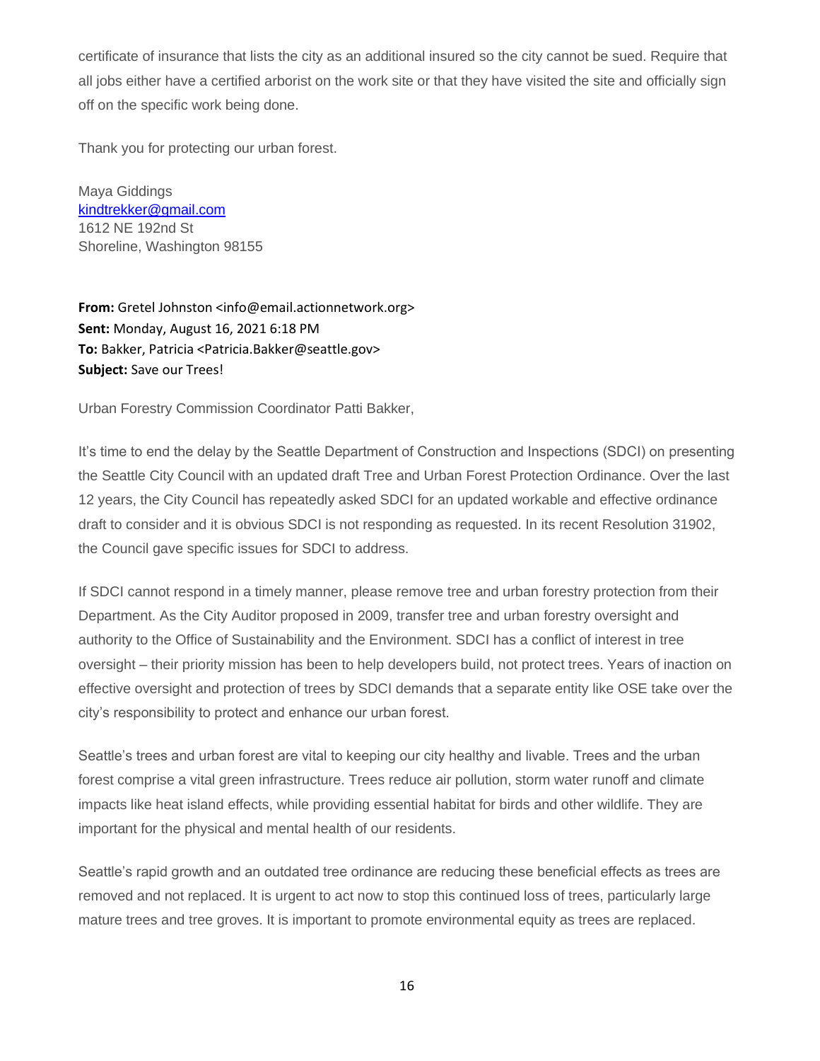certificate of insurance that lists the city as an additional insured so the city cannot be sued. Require that all jobs either have a certified arborist on the work site or that they have visited the site and officially sign off on the specific work being done.

Thank you for protecting our urban forest.

Maya Giddings
kindtrekker@gmail.com
1612 NE 192nd St
Shoreline, Washington 98155

**From:** Gretel Johnston <info@email.actionnetwork.org>
**Sent:** Monday, August 16, 2021 6:18 PM
**To:** Bakker, Patricia <Patricia.Bakker@seattle.gov>
**Subject:** Save our Trees!

Urban Forestry Commission Coordinator Patti Bakker,

It's time to end the delay by the Seattle Department of Construction and Inspections (SDCI) on presenting the Seattle City Council with an updated draft Tree and Urban Forest Protection Ordinance. Over the last 12 years, the City Council has repeatedly asked SDCI for an updated workable and effective ordinance draft to consider and it is obvious SDCI is not responding as requested. In its recent Resolution 31902, the Council gave specific issues for SDCI to address.

If SDCI cannot respond in a timely manner, please remove tree and urban forestry protection from their Department. As the City Auditor proposed in 2009, transfer tree and urban forestry oversight and authority to the Office of Sustainability and the Environment. SDCI has a conflict of interest in tree oversight – their priority mission has been to help developers build, not protect trees. Years of inaction on effective oversight and protection of trees by SDCI demands that a separate entity like OSE take over the city's responsibility to protect and enhance our urban forest.

Seattle's trees and urban forest are vital to keeping our city healthy and livable. Trees and the urban forest comprise a vital green infrastructure. Trees reduce air pollution, storm water runoff and climate impacts like heat island effects, while providing essential habitat for birds and other wildlife. They are important for the physical and mental health of our residents.

Seattle's rapid growth and an outdated tree ordinance are reducing these beneficial effects as trees are removed and not replaced. It is urgent to act now to stop this continued loss of trees, particularly large mature trees and tree groves. It is important to promote environmental equity as trees are replaced.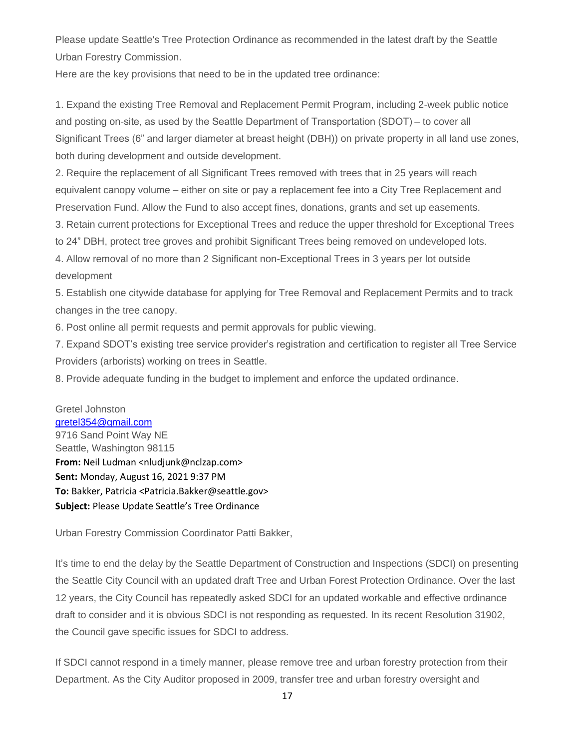Please update Seattle's Tree Protection Ordinance as recommended in the latest draft by the Seattle Urban Forestry Commission.

Here are the key provisions that need to be in the updated tree ordinance:

1. Expand the existing Tree Removal and Replacement Permit Program, including 2-week public notice and posting on-site, as used by the Seattle Department of Transportation (SDOT) – to cover all Significant Trees (6" and larger diameter at breast height (DBH)) on private property in all land use zones, both during development and outside development.
2. Require the replacement of all Significant Trees removed with trees that in 25 years will reach equivalent canopy volume – either on site or pay a replacement fee into a City Tree Replacement and Preservation Fund. Allow the Fund to also accept fines, donations, grants and set up easements.
3. Retain current protections for Exceptional Trees and reduce the upper threshold for Exceptional Trees to 24" DBH, protect tree groves and prohibit Significant Trees being removed on undeveloped lots.
4. Allow removal of no more than 2 Significant non-Exceptional Trees in 3 years per lot outside development
5. Establish one citywide database for applying for Tree Removal and Replacement Permits and to track changes in the tree canopy.
6. Post online all permit requests and permit approvals for public viewing.
7. Expand SDOT's existing tree service provider's registration and certification to register all Tree Service Providers (arborists) working on trees in Seattle.
8. Provide adequate funding in the budget to implement and enforce the updated ordinance.

Gretel Johnston
gretel354@gmail.com
9716 Sand Point Way NE
Seattle, Washington 98115

**From:** Neil Ludman <nludjunk@nclzap.com>
**Sent:** Monday, August 16, 2021 9:37 PM
**To:** Bakker, Patricia <Patricia.Bakker@seattle.gov>
**Subject:** Please Update Seattle's Tree Ordinance

Urban Forestry Commission Coordinator Patti Bakker,

It's time to end the delay by the Seattle Department of Construction and Inspections (SDCI) on presenting the Seattle City Council with an updated draft Tree and Urban Forest Protection Ordinance. Over the last 12 years, the City Council has repeatedly asked SDCI for an updated workable and effective ordinance draft to consider and it is obvious SDCI is not responding as requested. In its recent Resolution 31902, the Council gave specific issues for SDCI to address.

If SDCI cannot respond in a timely manner, please remove tree and urban forestry protection from their Department. As the City Auditor proposed in 2009, transfer tree and urban forestry oversight and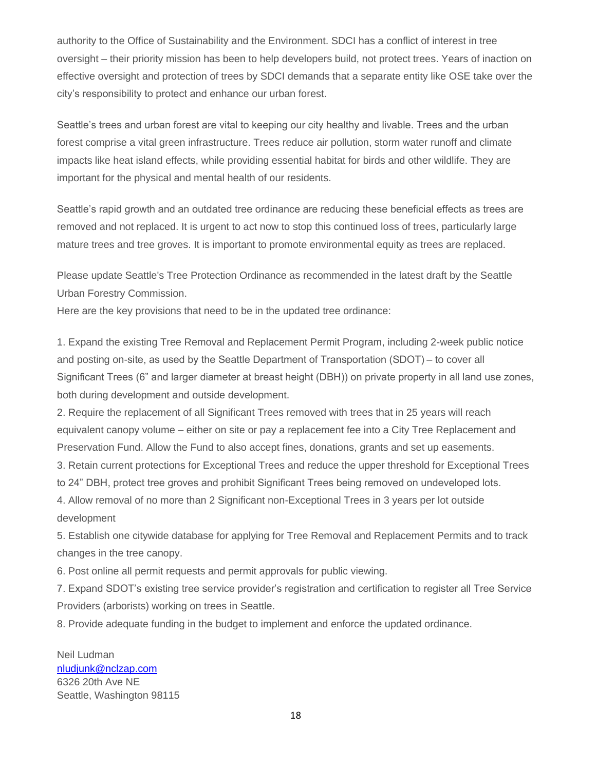authority to the Office of Sustainability and the Environment. SDCI has a conflict of interest in tree oversight – their priority mission has been to help developers build, not protect trees. Years of inaction on effective oversight and protection of trees by SDCI demands that a separate entity like OSE take over the city's responsibility to protect and enhance our urban forest.

Seattle's trees and urban forest are vital to keeping our city healthy and livable. Trees and the urban forest comprise a vital green infrastructure. Trees reduce air pollution, storm water runoff and climate impacts like heat island effects, while providing essential habitat for birds and other wildlife. They are important for the physical and mental health of our residents.

Seattle's rapid growth and an outdated tree ordinance are reducing these beneficial effects as trees are removed and not replaced. It is urgent to act now to stop this continued loss of trees, particularly large mature trees and tree groves. It is important to promote environmental equity as trees are replaced.

Please update Seattle's Tree Protection Ordinance as recommended in the latest draft by the Seattle Urban Forestry Commission.
Here are the key provisions that need to be in the updated tree ordinance:

1. Expand the existing Tree Removal and Replacement Permit Program, including 2-week public notice and posting on-site, as used by the Seattle Department of Transportation (SDOT) – to cover all Significant Trees (6" and larger diameter at breast height (DBH)) on private property in all land use zones, both during development and outside development.
2. Require the replacement of all Significant Trees removed with trees that in 25 years will reach equivalent canopy volume – either on site or pay a replacement fee into a City Tree Replacement and Preservation Fund. Allow the Fund to also accept fines, donations, grants and set up easements.
3. Retain current protections for Exceptional Trees and reduce the upper threshold for Exceptional Trees to 24" DBH, protect tree groves and prohibit Significant Trees being removed on undeveloped lots.
4. Allow removal of no more than 2 Significant non-Exceptional Trees in 3 years per lot outside development
5. Establish one citywide database for applying for Tree Removal and Replacement Permits and to track changes in the tree canopy.
6. Post online all permit requests and permit approvals for public viewing.
7. Expand SDOT's existing tree service provider's registration and certification to register all Tree Service Providers (arborists) working on trees in Seattle.
8. Provide adequate funding in the budget to implement and enforce the updated ordinance.

Neil Ludman
nludjunk@nclzap.com
6326 20th Ave NE
Seattle, Washington 98115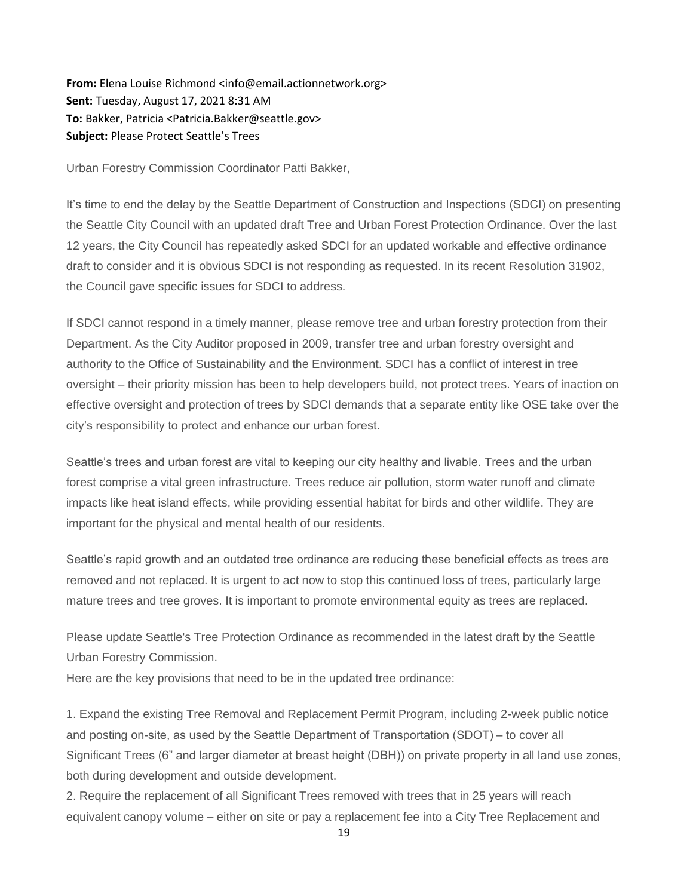**From:** Elena Louise Richmond <info@email.actionnetwork.org>
**Sent:** Tuesday, August 17, 2021 8:31 AM
**To:** Bakker, Patricia <Patricia.Bakker@seattle.gov>
**Subject:** Please Protect Seattle's Trees

Urban Forestry Commission Coordinator Patti Bakker,

It's time to end the delay by the Seattle Department of Construction and Inspections (SDCI) on presenting the Seattle City Council with an updated draft Tree and Urban Forest Protection Ordinance. Over the last 12 years, the City Council has repeatedly asked SDCI for an updated workable and effective ordinance draft to consider and it is obvious SDCI is not responding as requested. In its recent Resolution 31902, the Council gave specific issues for SDCI to address.

If SDCI cannot respond in a timely manner, please remove tree and urban forestry protection from their Department. As the City Auditor proposed in 2009, transfer tree and urban forestry oversight and authority to the Office of Sustainability and the Environment. SDCI has a conflict of interest in tree oversight – their priority mission has been to help developers build, not protect trees. Years of inaction on effective oversight and protection of trees by SDCI demands that a separate entity like OSE take over the city's responsibility to protect and enhance our urban forest.

Seattle's trees and urban forest are vital to keeping our city healthy and livable. Trees and the urban forest comprise a vital green infrastructure. Trees reduce air pollution, storm water runoff and climate impacts like heat island effects, while providing essential habitat for birds and other wildlife. They are important for the physical and mental health of our residents.

Seattle's rapid growth and an outdated tree ordinance are reducing these beneficial effects as trees are removed and not replaced. It is urgent to act now to stop this continued loss of trees, particularly large mature trees and tree groves. It is important to promote environmental equity as trees are replaced.

Please update Seattle's Tree Protection Ordinance as recommended in the latest draft by the Seattle Urban Forestry Commission.
Here are the key provisions that need to be in the updated tree ordinance:

1. Expand the existing Tree Removal and Replacement Permit Program, including 2-week public notice and posting on-site, as used by the Seattle Department of Transportation (SDOT) – to cover all Significant Trees (6" and larger diameter at breast height (DBH)) on private property in all land use zones, both during development and outside development.
2. Require the replacement of all Significant Trees removed with trees that in 25 years will reach equivalent canopy volume – either on site or pay a replacement fee into a City Tree Replacement and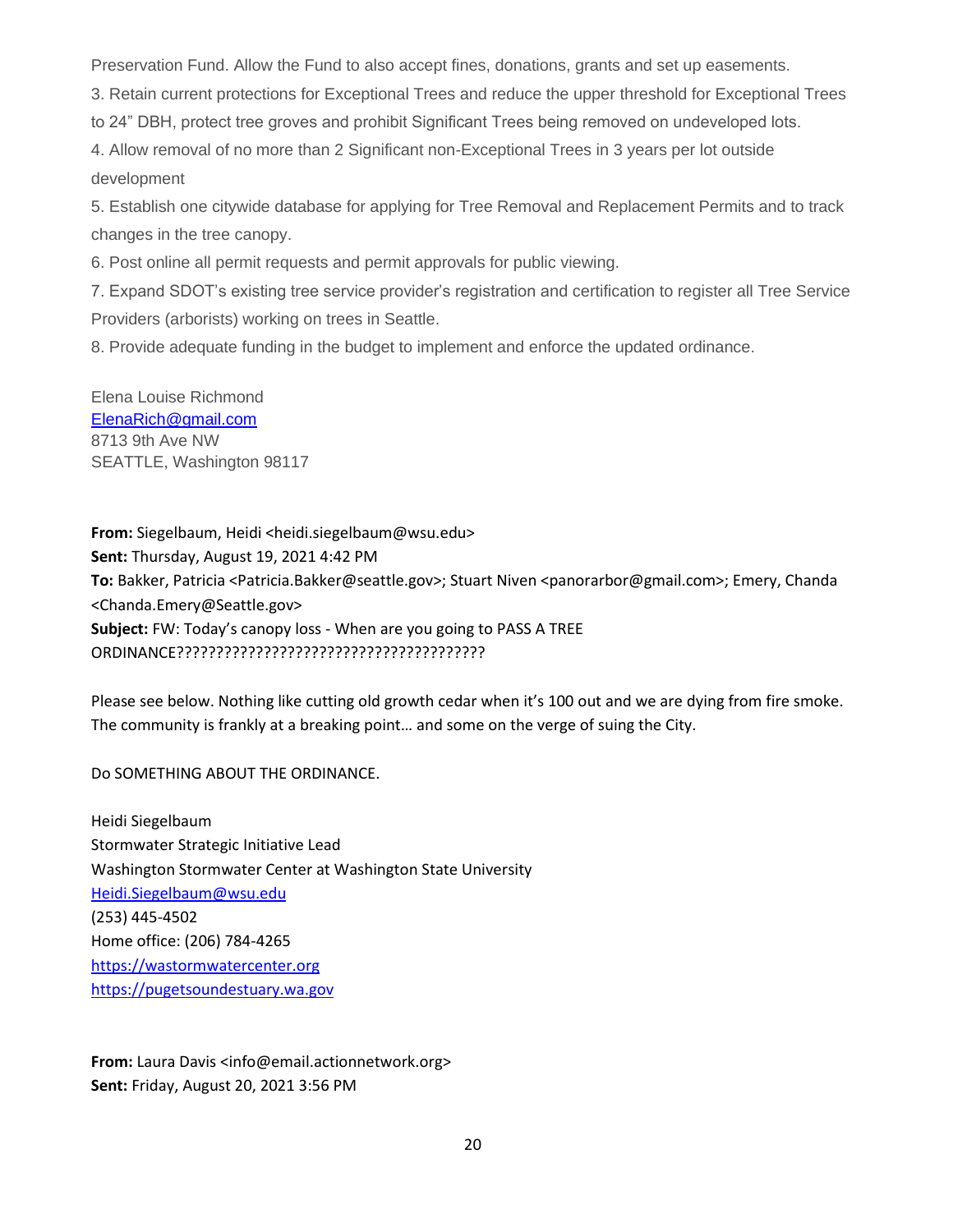Preservation Fund. Allow the Fund to also accept fines, donations, grants and set up easements.

3. Retain current protections for Exceptional Trees and reduce the upper threshold for Exceptional Trees to 24" DBH, protect tree groves and prohibit Significant Trees being removed on undeveloped lots.

4. Allow removal of no more than 2 Significant non-Exceptional Trees in 3 years per lot outside development

5. Establish one citywide database for applying for Tree Removal and Replacement Permits and to track changes in the tree canopy.

6. Post online all permit requests and permit approvals for public viewing.

7. Expand SDOT's existing tree service provider's registration and certification to register all Tree Service Providers (arborists) working on trees in Seattle.

8. Provide adequate funding in the budget to implement and enforce the updated ordinance.

Elena Louise Richmond
ElenaRich@gmail.com
8713 9th Ave NW
SEATTLE, Washington 98117

**From:** Siegelbaum, Heidi <heidi.siegelbaum@wsu.edu>
**Sent:** Thursday, August 19, 2021 4:42 PM
**To:** Bakker, Patricia <Patricia.Bakker@seattle.gov>; Stuart Niven <panorarbor@gmail.com>; Emery, Chanda <Chanda.Emery@Seattle.gov>
**Subject:** FW: Today's canopy loss - When are you going to PASS A TREE ORDINANCE???????????????????????????????????????

Please see below. Nothing like cutting old growth cedar when it's 100 out and we are dying from fire smoke. The community is frankly at a breaking point… and some on the verge of suing the City.

Do SOMETHING ABOUT THE ORDINANCE.

Heidi Siegelbaum
Stormwater Strategic Initiative Lead
Washington Stormwater Center at Washington State University
Heidi.Siegelbaum@wsu.edu
(253) 445-4502
Home office: (206) 784-4265
https://wastormwatercenter.org
https://pugetsoundestuary.wa.gov

**From:** Laura Davis <info@email.actionnetwork.org>
**Sent:** Friday, August 20, 2021 3:56 PM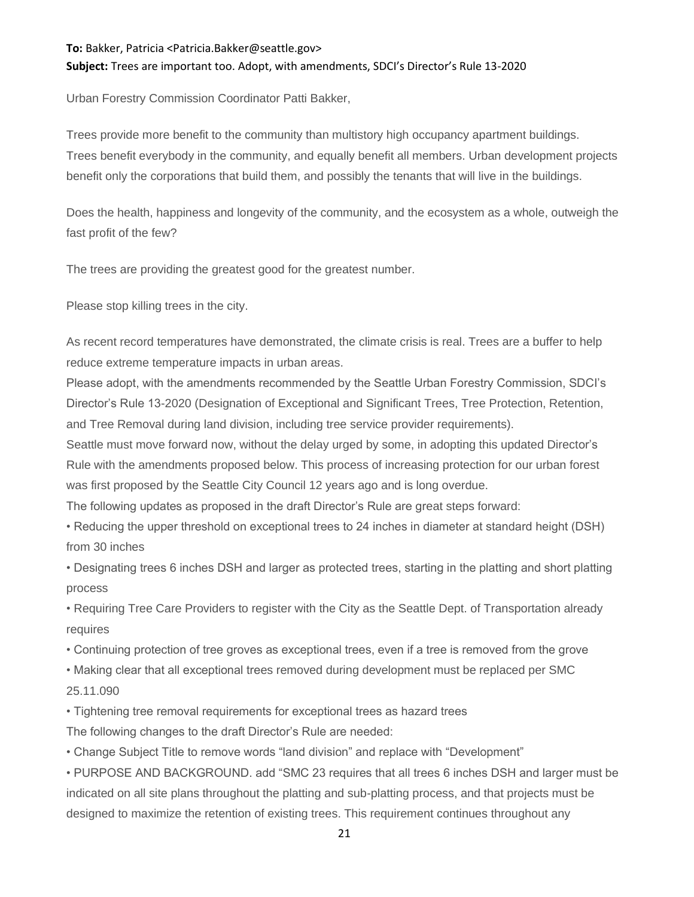**To:** Bakker, Patricia <Patricia.Bakker@seattle.gov>
**Subject:** Trees are important too. Adopt, with amendments, SDCI's Director's Rule 13-2020

Urban Forestry Commission Coordinator Patti Bakker,

Trees provide more benefit to the community than multistory high occupancy apartment buildings. Trees benefit everybody in the community, and equally benefit all members. Urban development projects benefit only the corporations that build them, and possibly the tenants that will live in the buildings.

Does the health, happiness and longevity of the community, and the ecosystem as a whole, outweigh the fast profit of the few?

The trees are providing the greatest good for the greatest number.

Please stop killing trees in the city.

As recent record temperatures have demonstrated, the climate crisis is real. Trees are a buffer to help reduce extreme temperature impacts in urban areas.
Please adopt, with the amendments recommended by the Seattle Urban Forestry Commission, SDCI's Director's Rule 13-2020 (Designation of Exceptional and Significant Trees, Tree Protection, Retention, and Tree Removal during land division, including tree service provider requirements).
Seattle must move forward now, without the delay urged by some, in adopting this updated Director's Rule with the amendments proposed below. This process of increasing protection for our urban forest was first proposed by the Seattle City Council 12 years ago and is long overdue.
The following updates as proposed in the draft Director's Rule are great steps forward:

- Reducing the upper threshold on exceptional trees to 24 inches in diameter at standard height (DSH) from 30 inches
- Designating trees 6 inches DSH and larger as protected trees, starting in the platting and short platting process
- Requiring Tree Care Providers to register with the City as the Seattle Dept. of Transportation already requires
- Continuing protection of tree groves as exceptional trees, even if a tree is removed from the grove
- Making clear that all exceptional trees removed during development must be replaced per SMC 25.11.090
- Tightening tree removal requirements for exceptional trees as hazard trees

The following changes to the draft Director's Rule are needed:

- Change Subject Title to remove words "land division" and replace with "Development"
- PURPOSE AND BACKGROUND. add "SMC 23 requires that all trees 6 inches DSH and larger must be indicated on all site plans throughout the platting and sub-platting process, and that projects must be designed to maximize the retention of existing trees. This requirement continues throughout any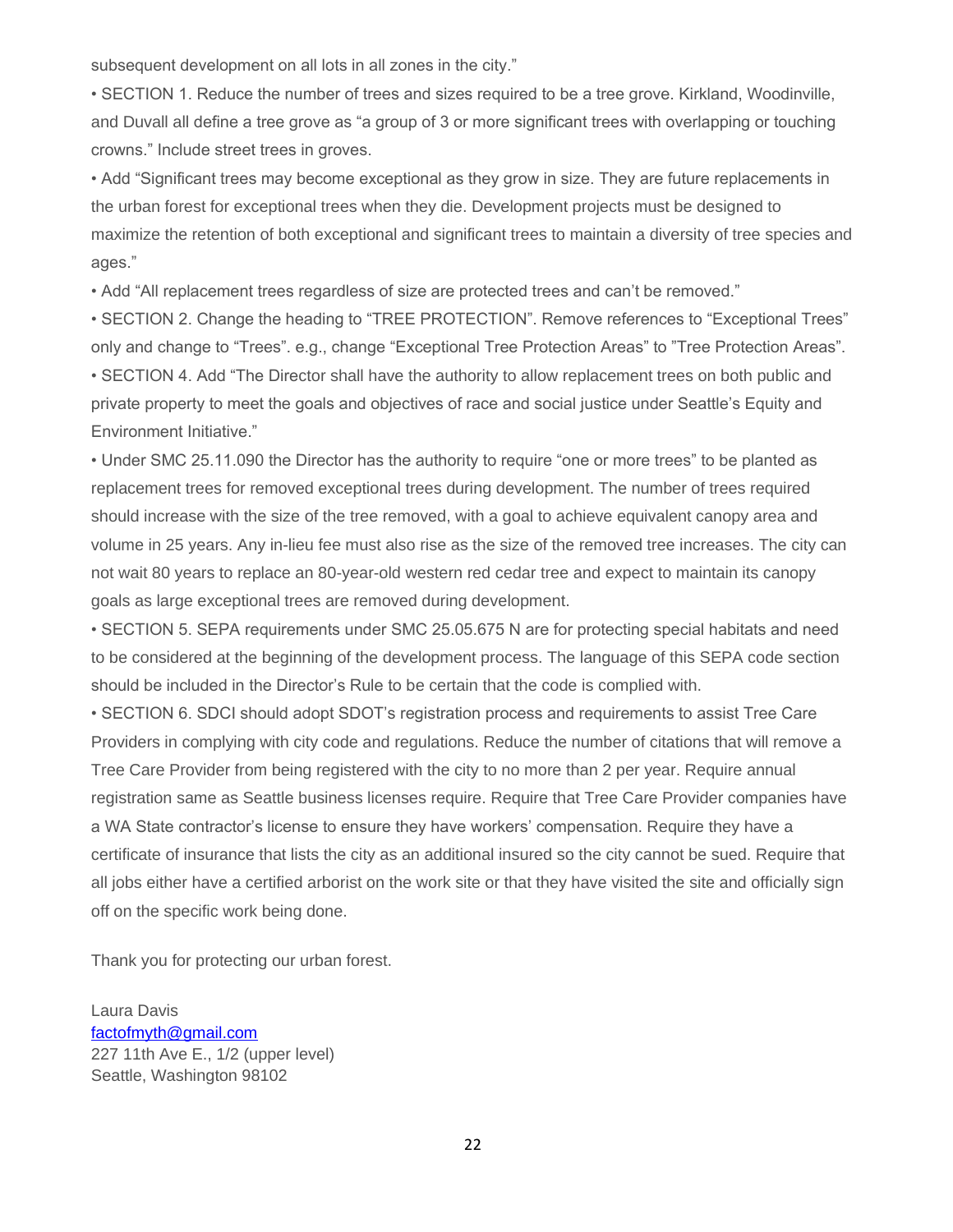subsequent development on all lots in all zones in the city."

- SECTION 1. Reduce the number of trees and sizes required to be a tree grove. Kirkland, Woodinville, and Duvall all define a tree grove as "a group of 3 or more significant trees with overlapping or touching crowns." Include street trees in groves.
- Add "Significant trees may become exceptional as they grow in size. They are future replacements in the urban forest for exceptional trees when they die. Development projects must be designed to maximize the retention of both exceptional and significant trees to maintain a diversity of tree species and ages."
- Add "All replacement trees regardless of size are protected trees and can't be removed."
- SECTION 2. Change the heading to "TREE PROTECTION". Remove references to "Exceptional Trees" only and change to "Trees". e.g., change "Exceptional Tree Protection Areas" to "Tree Protection Areas".
- SECTION 4. Add "The Director shall have the authority to allow replacement trees on both public and private property to meet the goals and objectives of race and social justice under Seattle's Equity and Environment Initiative."
- Under SMC 25.11.090 the Director has the authority to require "one or more trees" to be planted as replacement trees for removed exceptional trees during development. The number of trees required should increase with the size of the tree removed, with a goal to achieve equivalent canopy area and volume in 25 years. Any in-lieu fee must also rise as the size of the removed tree increases. The city can not wait 80 years to replace an 80-year-old western red cedar tree and expect to maintain its canopy goals as large exceptional trees are removed during development.
- SECTION 5. SEPA requirements under SMC 25.05.675 N are for protecting special habitats and need to be considered at the beginning of the development process. The language of this SEPA code section should be included in the Director's Rule to be certain that the code is complied with.
- SECTION 6. SDCI should adopt SDOT's registration process and requirements to assist Tree Care Providers in complying with city code and regulations. Reduce the number of citations that will remove a Tree Care Provider from being registered with the city to no more than 2 per year. Require annual registration same as Seattle business licenses require. Require that Tree Care Provider companies have a WA State contractor's license to ensure they have workers' compensation. Require they have a certificate of insurance that lists the city as an additional insured so the city cannot be sued. Require that all jobs either have a certified arborist on the work site or that they have visited the site and officially sign off on the specific work being done.

Thank you for protecting our urban forest.

Laura Davis
factofmyth@gmail.com
227 11th Ave E., 1/2 (upper level)
Seattle, Washington 98102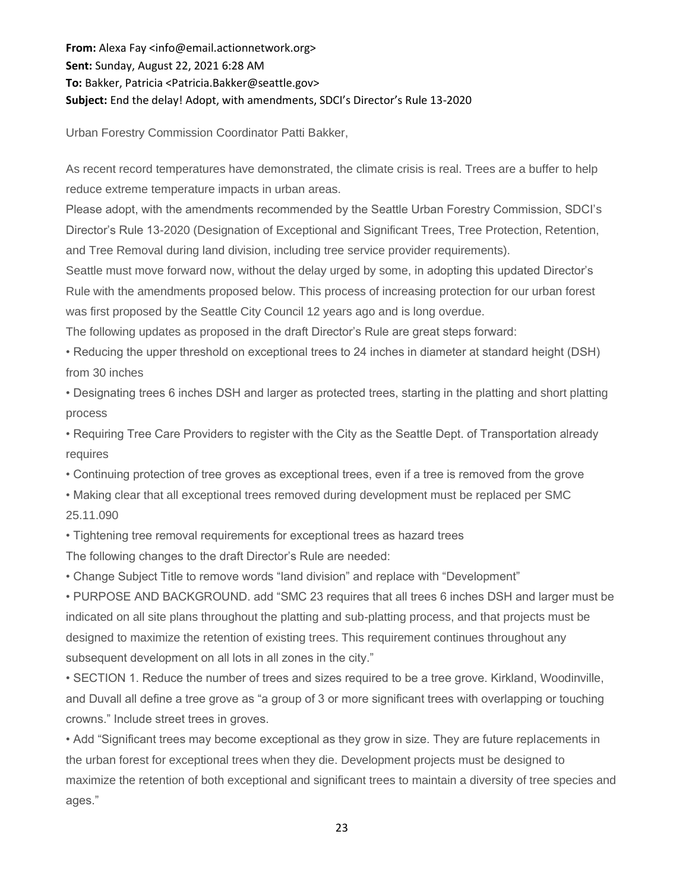**From:** Alexa Fay <info@email.actionnetwork.org>
**Sent:** Sunday, August 22, 2021 6:28 AM
**To:** Bakker, Patricia <Patricia.Bakker@seattle.gov>
**Subject:** End the delay! Adopt, with amendments, SDCI's Director's Rule 13-2020

Urban Forestry Commission Coordinator Patti Bakker,

As recent record temperatures have demonstrated, the climate crisis is real. Trees are a buffer to help reduce extreme temperature impacts in urban areas.

Please adopt, with the amendments recommended by the Seattle Urban Forestry Commission, SDCI's Director's Rule 13-2020 (Designation of Exceptional and Significant Trees, Tree Protection, Retention, and Tree Removal during land division, including tree service provider requirements).

Seattle must move forward now, without the delay urged by some, in adopting this updated Director's Rule with the amendments proposed below. This process of increasing protection for our urban forest was first proposed by the Seattle City Council 12 years ago and is long overdue.

The following updates as proposed in the draft Director's Rule are great steps forward:

• Reducing the upper threshold on exceptional trees to 24 inches in diameter at standard height (DSH) from 30 inches

• Designating trees 6 inches DSH and larger as protected trees, starting in the platting and short platting process

• Requiring Tree Care Providers to register with the City as the Seattle Dept. of Transportation already requires

• Continuing protection of tree groves as exceptional trees, even if a tree is removed from the grove

• Making clear that all exceptional trees removed during development must be replaced per SMC 25.11.090

• Tightening tree removal requirements for exceptional trees as hazard trees

The following changes to the draft Director's Rule are needed:

• Change Subject Title to remove words "land division" and replace with "Development"

• PURPOSE AND BACKGROUND. add "SMC 23 requires that all trees 6 inches DSH and larger must be indicated on all site plans throughout the platting and sub-platting process, and that projects must be designed to maximize the retention of existing trees. This requirement continues throughout any subsequent development on all lots in all zones in the city."

• SECTION 1. Reduce the number of trees and sizes required to be a tree grove. Kirkland, Woodinville, and Duvall all define a tree grove as "a group of 3 or more significant trees with overlapping or touching crowns." Include street trees in groves.

• Add "Significant trees may become exceptional as they grow in size. They are future replacements in the urban forest for exceptional trees when they die. Development projects must be designed to maximize the retention of both exceptional and significant trees to maintain a diversity of tree species and ages."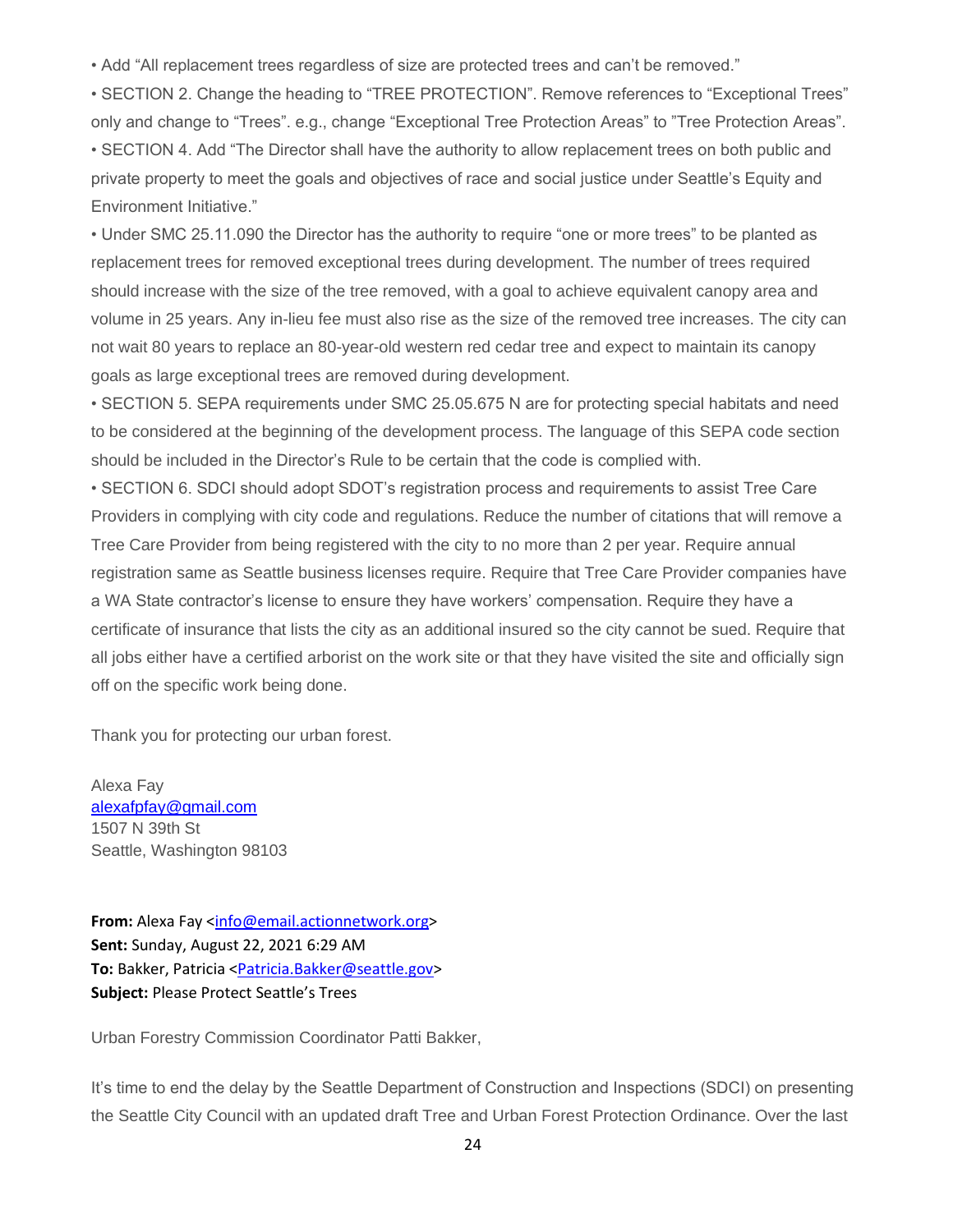- Add “All replacement trees regardless of size are protected trees and can’t be removed.”
- SECTION 2. Change the heading to “TREE PROTECTION”. Remove references to “Exceptional Trees” only and change to “Trees”. e.g., change “Exceptional Tree Protection Areas” to ”Tree Protection Areas”.
- SECTION 4. Add “The Director shall have the authority to allow replacement trees on both public and private property to meet the goals and objectives of race and social justice under Seattle’s Equity and Environment Initiative.”
- Under SMC 25.11.090 the Director has the authority to require “one or more trees” to be planted as replacement trees for removed exceptional trees during development. The number of trees required should increase with the size of the tree removed, with a goal to achieve equivalent canopy area and volume in 25 years. Any in-lieu fee must also rise as the size of the removed tree increases. The city can not wait 80 years to replace an 80-year-old western red cedar tree and expect to maintain its canopy goals as large exceptional trees are removed during development.
- SECTION 5. SEPA requirements under SMC 25.05.675 N are for protecting special habitats and need to be considered at the beginning of the development process. The language of this SEPA code section should be included in the Director’s Rule to be certain that the code is complied with.
- SECTION 6. SDCI should adopt SDOT’s registration process and requirements to assist Tree Care Providers in complying with city code and regulations. Reduce the number of citations that will remove a Tree Care Provider from being registered with the city to no more than 2 per year. Require annual registration same as Seattle business licenses require. Require that Tree Care Provider companies have a WA State contractor’s license to ensure they have workers’ compensation. Require they have a certificate of insurance that lists the city as an additional insured so the city cannot be sued. Require that all jobs either have a certified arborist on the work site or that they have visited the site and officially sign off on the specific work being done.

Thank you for protecting our urban forest.

Alexa Fay
alexafpfay@gmail.com
1507 N 39th St
Seattle, Washington 98103

**From:** Alexa Fay <info@email.actionnetwork.org>
**Sent:** Sunday, August 22, 2021 6:29 AM
**To:** Bakker, Patricia <Patricia.Bakker@seattle.gov>
**Subject:** Please Protect Seattle’s Trees

Urban Forestry Commission Coordinator Patti Bakker,

It’s time to end the delay by the Seattle Department of Construction and Inspections (SDCI) on presenting the Seattle City Council with an updated draft Tree and Urban Forest Protection Ordinance. Over the last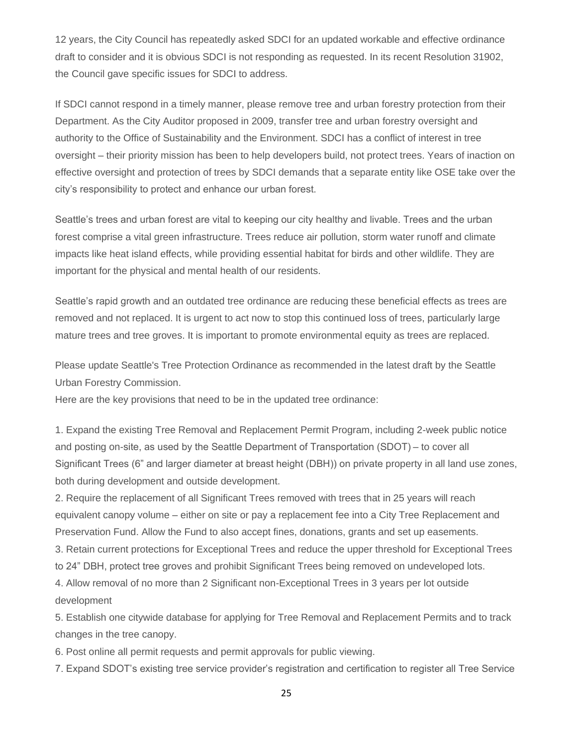12 years, the City Council has repeatedly asked SDCI for an updated workable and effective ordinance draft to consider and it is obvious SDCI is not responding as requested. In its recent Resolution 31902, the Council gave specific issues for SDCI to address.

If SDCI cannot respond in a timely manner, please remove tree and urban forestry protection from their Department. As the City Auditor proposed in 2009, transfer tree and urban forestry oversight and authority to the Office of Sustainability and the Environment. SDCI has a conflict of interest in tree oversight – their priority mission has been to help developers build, not protect trees. Years of inaction on effective oversight and protection of trees by SDCI demands that a separate entity like OSE take over the city's responsibility to protect and enhance our urban forest.

Seattle's trees and urban forest are vital to keeping our city healthy and livable. Trees and the urban forest comprise a vital green infrastructure. Trees reduce air pollution, storm water runoff and climate impacts like heat island effects, while providing essential habitat for birds and other wildlife. They are important for the physical and mental health of our residents.

Seattle's rapid growth and an outdated tree ordinance are reducing these beneficial effects as trees are removed and not replaced. It is urgent to act now to stop this continued loss of trees, particularly large mature trees and tree groves. It is important to promote environmental equity as trees are replaced.

Please update Seattle's Tree Protection Ordinance as recommended in the latest draft by the Seattle Urban Forestry Commission.

Here are the key provisions that need to be in the updated tree ordinance:

1. Expand the existing Tree Removal and Replacement Permit Program, including 2-week public notice and posting on-site, as used by the Seattle Department of Transportation (SDOT) – to cover all Significant Trees (6" and larger diameter at breast height (DBH)) on private property in all land use zones, both during development and outside development.
2. Require the replacement of all Significant Trees removed with trees that in 25 years will reach equivalent canopy volume – either on site or pay a replacement fee into a City Tree Replacement and Preservation Fund. Allow the Fund to also accept fines, donations, grants and set up easements.
3. Retain current protections for Exceptional Trees and reduce the upper threshold for Exceptional Trees to 24" DBH, protect tree groves and prohibit Significant Trees being removed on undeveloped lots.
4. Allow removal of no more than 2 Significant non-Exceptional Trees in 3 years per lot outside development
5. Establish one citywide database for applying for Tree Removal and Replacement Permits and to track changes in the tree canopy.
6. Post online all permit requests and permit approvals for public viewing.
7. Expand SDOT's existing tree service provider's registration and certification to register all Tree Service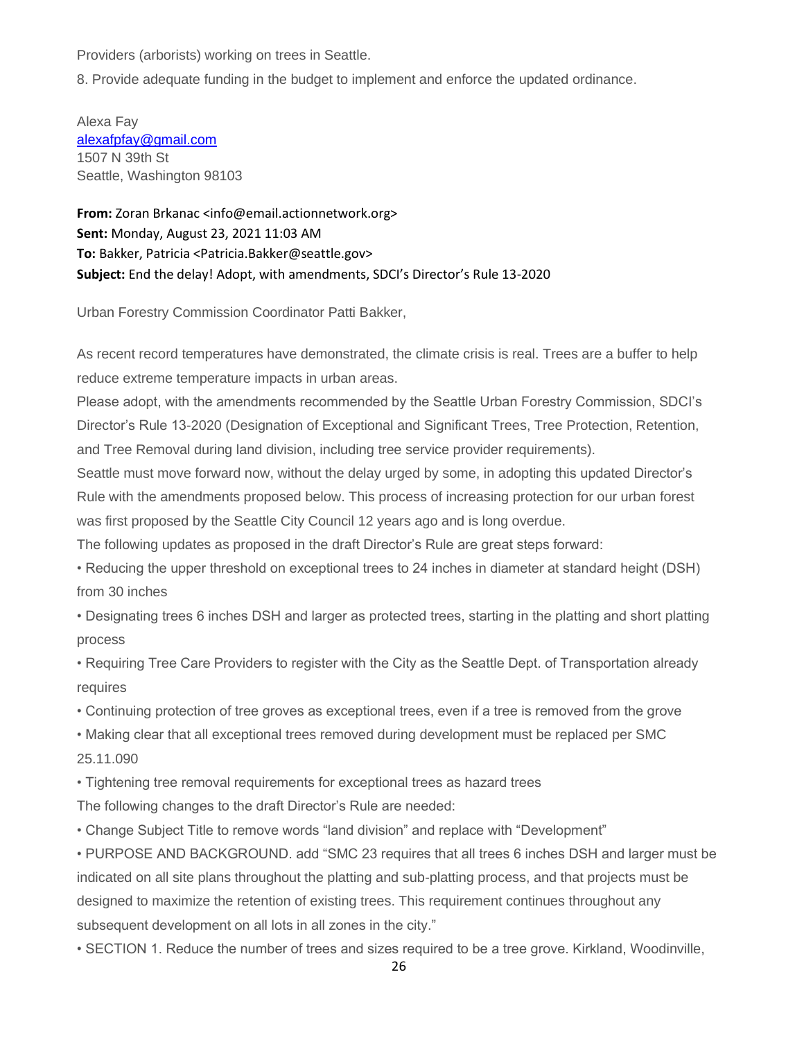Providers (arborists) working on trees in Seattle.

8. Provide adequate funding in the budget to implement and enforce the updated ordinance.

Alexa Fay
alexafpfay@gmail.com
1507 N 39th St
Seattle, Washington 98103

**From:** Zoran Brkanac <info@email.actionnetwork.org>
**Sent:** Monday, August 23, 2021 11:03 AM
**To:** Bakker, Patricia <Patricia.Bakker@seattle.gov>
**Subject:** End the delay! Adopt, with amendments, SDCI's Director's Rule 13-2020

Urban Forestry Commission Coordinator Patti Bakker,

As recent record temperatures have demonstrated, the climate crisis is real. Trees are a buffer to help reduce extreme temperature impacts in urban areas.

Please adopt, with the amendments recommended by the Seattle Urban Forestry Commission, SDCI's Director's Rule 13-2020 (Designation of Exceptional and Significant Trees, Tree Protection, Retention, and Tree Removal during land division, including tree service provider requirements).

Seattle must move forward now, without the delay urged by some, in adopting this updated Director's Rule with the amendments proposed below. This process of increasing protection for our urban forest was first proposed by the Seattle City Council 12 years ago and is long overdue.

The following updates as proposed in the draft Director's Rule are great steps forward:

- Reducing the upper threshold on exceptional trees to 24 inches in diameter at standard height (DSH) from 30 inches
- Designating trees 6 inches DSH and larger as protected trees, starting in the platting and short platting process
- Requiring Tree Care Providers to register with the City as the Seattle Dept. of Transportation already requires
- Continuing protection of tree groves as exceptional trees, even if a tree is removed from the grove
- Making clear that all exceptional trees removed during development must be replaced per SMC 25.11.090
- Tightening tree removal requirements for exceptional trees as hazard trees

The following changes to the draft Director's Rule are needed:

- Change Subject Title to remove words "land division" and replace with "Development"
- PURPOSE AND BACKGROUND. add "SMC 23 requires that all trees 6 inches DSH and larger must be indicated on all site plans throughout the platting and sub-platting process, and that projects must be designed to maximize the retention of existing trees. This requirement continues throughout any subsequent development on all lots in all zones in the city."
- SECTION 1. Reduce the number of trees and sizes required to be a tree grove. Kirkland, Woodinville,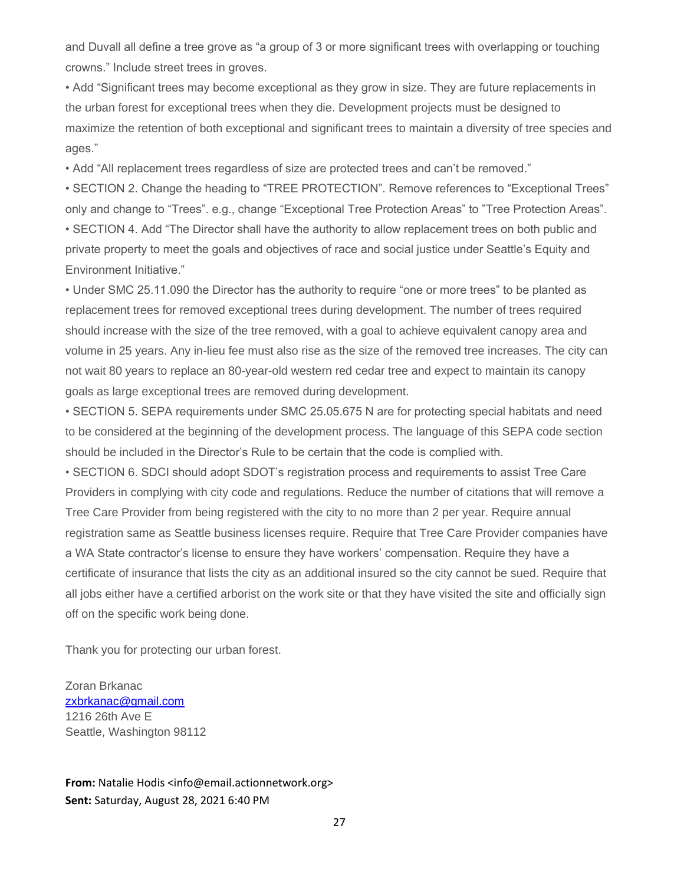and Duvall all define a tree grove as "a group of 3 or more significant trees with overlapping or touching crowns." Include street trees in groves.

- Add "Significant trees may become exceptional as they grow in size. They are future replacements in the urban forest for exceptional trees when they die. Development projects must be designed to maximize the retention of both exceptional and significant trees to maintain a diversity of tree species and ages."
- Add "All replacement trees regardless of size are protected trees and can't be removed."
- SECTION 2. Change the heading to "TREE PROTECTION". Remove references to "Exceptional Trees" only and change to "Trees". e.g., change "Exceptional Tree Protection Areas" to "Tree Protection Areas".
- SECTION 4. Add "The Director shall have the authority to allow replacement trees on both public and private property to meet the goals and objectives of race and social justice under Seattle's Equity and Environment Initiative."
- Under SMC 25.11.090 the Director has the authority to require "one or more trees" to be planted as replacement trees for removed exceptional trees during development. The number of trees required should increase with the size of the tree removed, with a goal to achieve equivalent canopy area and volume in 25 years. Any in-lieu fee must also rise as the size of the removed tree increases. The city can not wait 80 years to replace an 80-year-old western red cedar tree and expect to maintain its canopy goals as large exceptional trees are removed during development.
- SECTION 5. SEPA requirements under SMC 25.05.675 N are for protecting special habitats and need to be considered at the beginning of the development process. The language of this SEPA code section should be included in the Director's Rule to be certain that the code is complied with.
- SECTION 6. SDCI should adopt SDOT's registration process and requirements to assist Tree Care Providers in complying with city code and regulations. Reduce the number of citations that will remove a Tree Care Provider from being registered with the city to no more than 2 per year. Require annual registration same as Seattle business licenses require. Require that Tree Care Provider companies have a WA State contractor's license to ensure they have workers' compensation. Require they have a certificate of insurance that lists the city as an additional insured so the city cannot be sued. Require that all jobs either have a certified arborist on the work site or that they have visited the site and officially sign off on the specific work being done.

Thank you for protecting our urban forest.

Zoran Brkanac
zxbrkanac@gmail.com
1216 26th Ave E
Seattle, Washington 98112

**From:** Natalie Hodis <info@email.actionnetwork.org>
**Sent:** Saturday, August 28, 2021 6:40 PM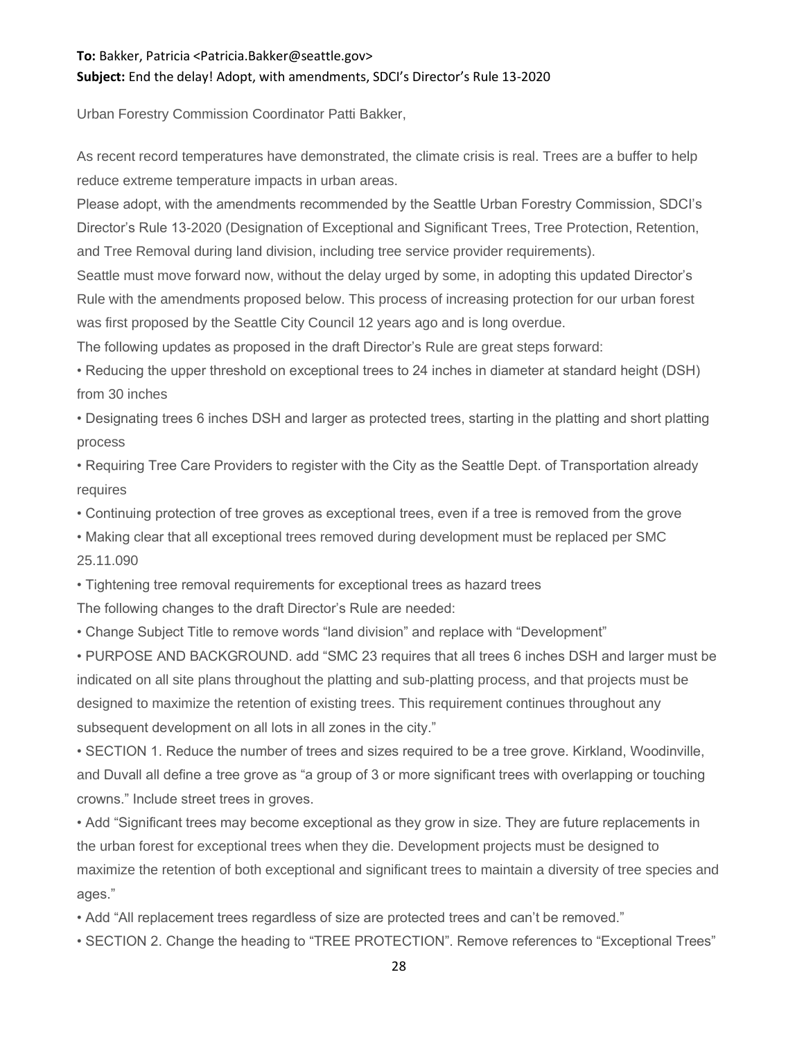**To:** Bakker, Patricia <Patricia.Bakker@seattle.gov>
**Subject:** End the delay! Adopt, with amendments, SDCI's Director's Rule 13-2020

Urban Forestry Commission Coordinator Patti Bakker,

As recent record temperatures have demonstrated, the climate crisis is real. Trees are a buffer to help reduce extreme temperature impacts in urban areas.

Please adopt, with the amendments recommended by the Seattle Urban Forestry Commission, SDCI's Director's Rule 13-2020 (Designation of Exceptional and Significant Trees, Tree Protection, Retention, and Tree Removal during land division, including tree service provider requirements).

Seattle must move forward now, without the delay urged by some, in adopting this updated Director's Rule with the amendments proposed below. This process of increasing protection for our urban forest was first proposed by the Seattle City Council 12 years ago and is long overdue.

The following updates as proposed in the draft Director's Rule are great steps forward:

- Reducing the upper threshold on exceptional trees to 24 inches in diameter at standard height (DSH) from 30 inches
- Designating trees 6 inches DSH and larger as protected trees, starting in the platting and short platting process
- Requiring Tree Care Providers to register with the City as the Seattle Dept. of Transportation already requires
- Continuing protection of tree groves as exceptional trees, even if a tree is removed from the grove
- Making clear that all exceptional trees removed during development must be replaced per SMC 25.11.090
- Tightening tree removal requirements for exceptional trees as hazard trees

The following changes to the draft Director's Rule are needed:

- Change Subject Title to remove words "land division" and replace with "Development"
- PURPOSE AND BACKGROUND. add "SMC 23 requires that all trees 6 inches DSH and larger must be indicated on all site plans throughout the platting and sub-platting process, and that projects must be designed to maximize the retention of existing trees. This requirement continues throughout any subsequent development on all lots in all zones in the city."
- SECTION 1. Reduce the number of trees and sizes required to be a tree grove. Kirkland, Woodinville, and Duvall all define a tree grove as "a group of 3 or more significant trees with overlapping or touching crowns." Include street trees in groves.
- Add "Significant trees may become exceptional as they grow in size. They are future replacements in the urban forest for exceptional trees when they die. Development projects must be designed to maximize the retention of both exceptional and significant trees to maintain a diversity of tree species and ages."
- Add "All replacement trees regardless of size are protected trees and can't be removed."
- SECTION 2. Change the heading to "TREE PROTECTION". Remove references to "Exceptional Trees"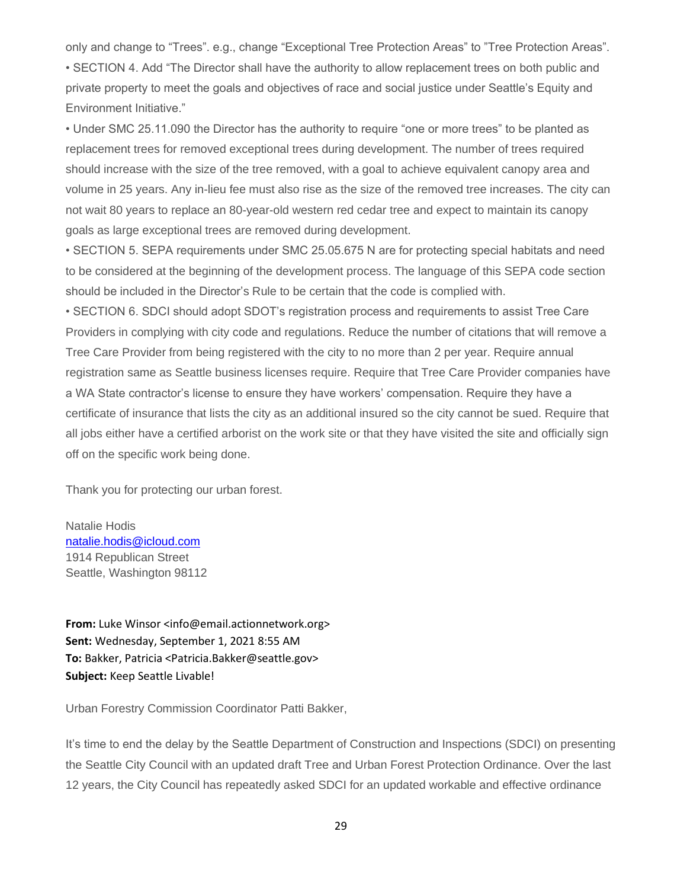only and change to "Trees". e.g., change "Exceptional Tree Protection Areas" to "Tree Protection Areas".

• SECTION 4. Add "The Director shall have the authority to allow replacement trees on both public and private property to meet the goals and objectives of race and social justice under Seattle's Equity and Environment Initiative."

• Under SMC 25.11.090 the Director has the authority to require "one or more trees" to be planted as replacement trees for removed exceptional trees during development. The number of trees required should increase with the size of the tree removed, with a goal to achieve equivalent canopy area and volume in 25 years. Any in-lieu fee must also rise as the size of the removed tree increases. The city can not wait 80 years to replace an 80-year-old western red cedar tree and expect to maintain its canopy goals as large exceptional trees are removed during development.

• SECTION 5. SEPA requirements under SMC 25.05.675 N are for protecting special habitats and need to be considered at the beginning of the development process. The language of this SEPA code section should be included in the Director's Rule to be certain that the code is complied with.

• SECTION 6. SDCI should adopt SDOT's registration process and requirements to assist Tree Care Providers in complying with city code and regulations. Reduce the number of citations that will remove a Tree Care Provider from being registered with the city to no more than 2 per year. Require annual registration same as Seattle business licenses require. Require that Tree Care Provider companies have a WA State contractor's license to ensure they have workers' compensation. Require they have a certificate of insurance that lists the city as an additional insured so the city cannot be sued. Require that all jobs either have a certified arborist on the work site or that they have visited the site and officially sign off on the specific work being done.

Thank you for protecting our urban forest.

Natalie Hodis
natalie.hodis@icloud.com
1914 Republican Street
Seattle, Washington 98112

**From:** Luke Winsor <info@email.actionnetwork.org>
**Sent:** Wednesday, September 1, 2021 8:55 AM
**To:** Bakker, Patricia <Patricia.Bakker@seattle.gov>
**Subject:** Keep Seattle Livable!

Urban Forestry Commission Coordinator Patti Bakker,

It's time to end the delay by the Seattle Department of Construction and Inspections (SDCI) on presenting the Seattle City Council with an updated draft Tree and Urban Forest Protection Ordinance. Over the last 12 years, the City Council has repeatedly asked SDCI for an updated workable and effective ordinance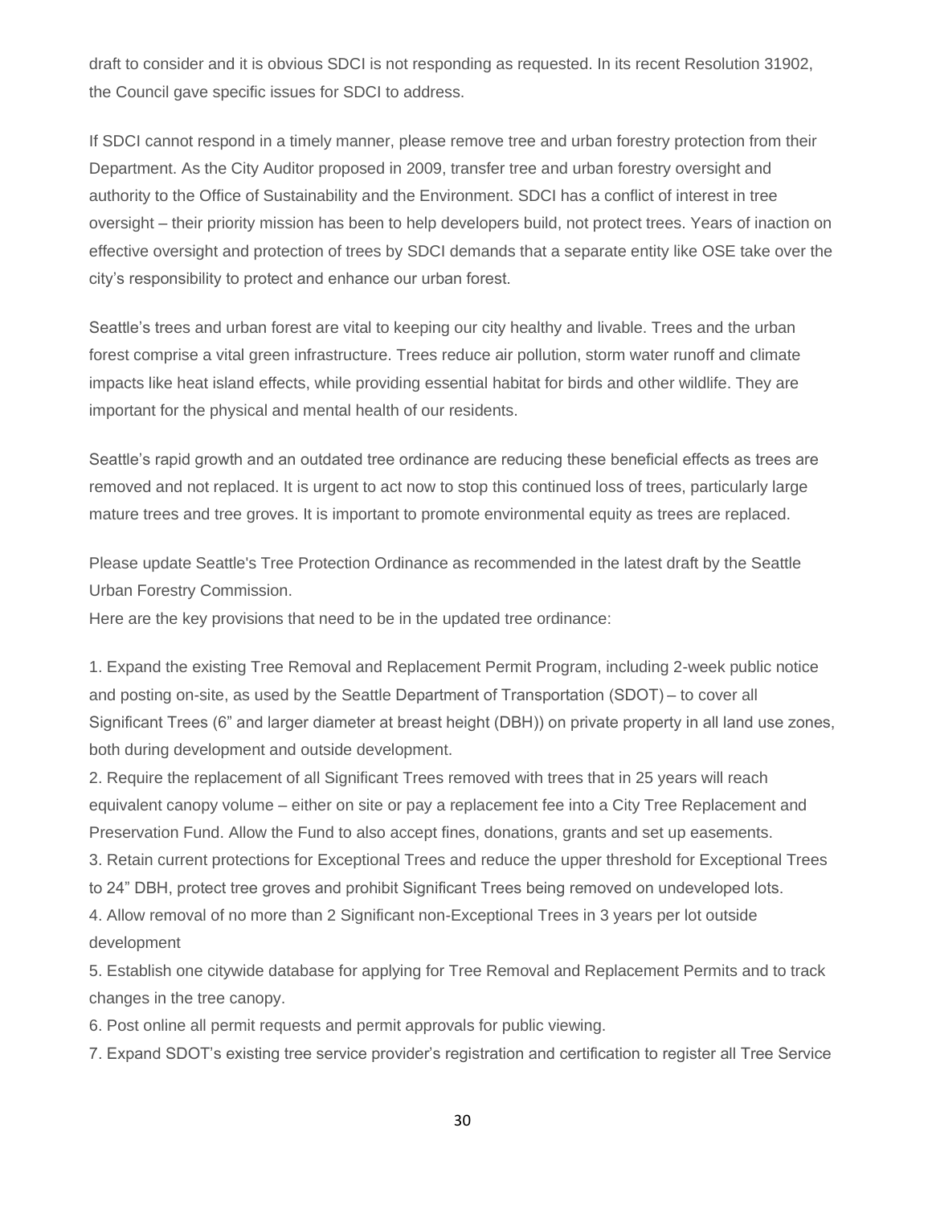draft to consider and it is obvious SDCI is not responding as requested. In its recent Resolution 31902, the Council gave specific issues for SDCI to address.

If SDCI cannot respond in a timely manner, please remove tree and urban forestry protection from their Department. As the City Auditor proposed in 2009, transfer tree and urban forestry oversight and authority to the Office of Sustainability and the Environment. SDCI has a conflict of interest in tree oversight – their priority mission has been to help developers build, not protect trees. Years of inaction on effective oversight and protection of trees by SDCI demands that a separate entity like OSE take over the city's responsibility to protect and enhance our urban forest.

Seattle's trees and urban forest are vital to keeping our city healthy and livable. Trees and the urban forest comprise a vital green infrastructure. Trees reduce air pollution, storm water runoff and climate impacts like heat island effects, while providing essential habitat for birds and other wildlife. They are important for the physical and mental health of our residents.

Seattle's rapid growth and an outdated tree ordinance are reducing these beneficial effects as trees are removed and not replaced. It is urgent to act now to stop this continued loss of trees, particularly large mature trees and tree groves. It is important to promote environmental equity as trees are replaced.

Please update Seattle's Tree Protection Ordinance as recommended in the latest draft by the Seattle Urban Forestry Commission.
Here are the key provisions that need to be in the updated tree ordinance:

1. Expand the existing Tree Removal and Replacement Permit Program, including 2-week public notice and posting on-site, as used by the Seattle Department of Transportation (SDOT) – to cover all Significant Trees (6" and larger diameter at breast height (DBH)) on private property in all land use zones, both during development and outside development.
2. Require the replacement of all Significant Trees removed with trees that in 25 years will reach equivalent canopy volume – either on site or pay a replacement fee into a City Tree Replacement and Preservation Fund. Allow the Fund to also accept fines, donations, grants and set up easements.
3. Retain current protections for Exceptional Trees and reduce the upper threshold for Exceptional Trees to 24" DBH, protect tree groves and prohibit Significant Trees being removed on undeveloped lots.
4. Allow removal of no more than 2 Significant non-Exceptional Trees in 3 years per lot outside development
5. Establish one citywide database for applying for Tree Removal and Replacement Permits and to track changes in the tree canopy.
6. Post online all permit requests and permit approvals for public viewing.
7. Expand SDOT's existing tree service provider's registration and certification to register all Tree Service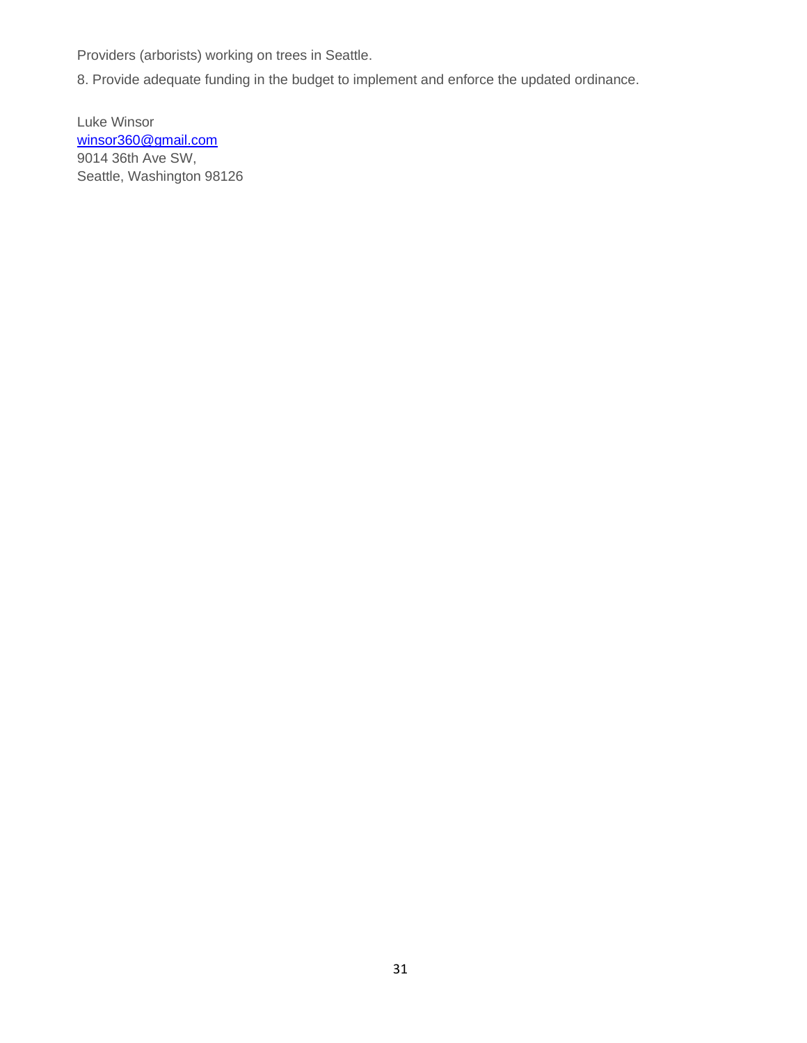Providers (arborists) working on trees in Seattle.

8. Provide adequate funding in the budget to implement and enforce the updated ordinance.

Luke Winsor  
winsor360@gmail.com  
9014 36th Ave SW,  
Seattle, Washington 98126